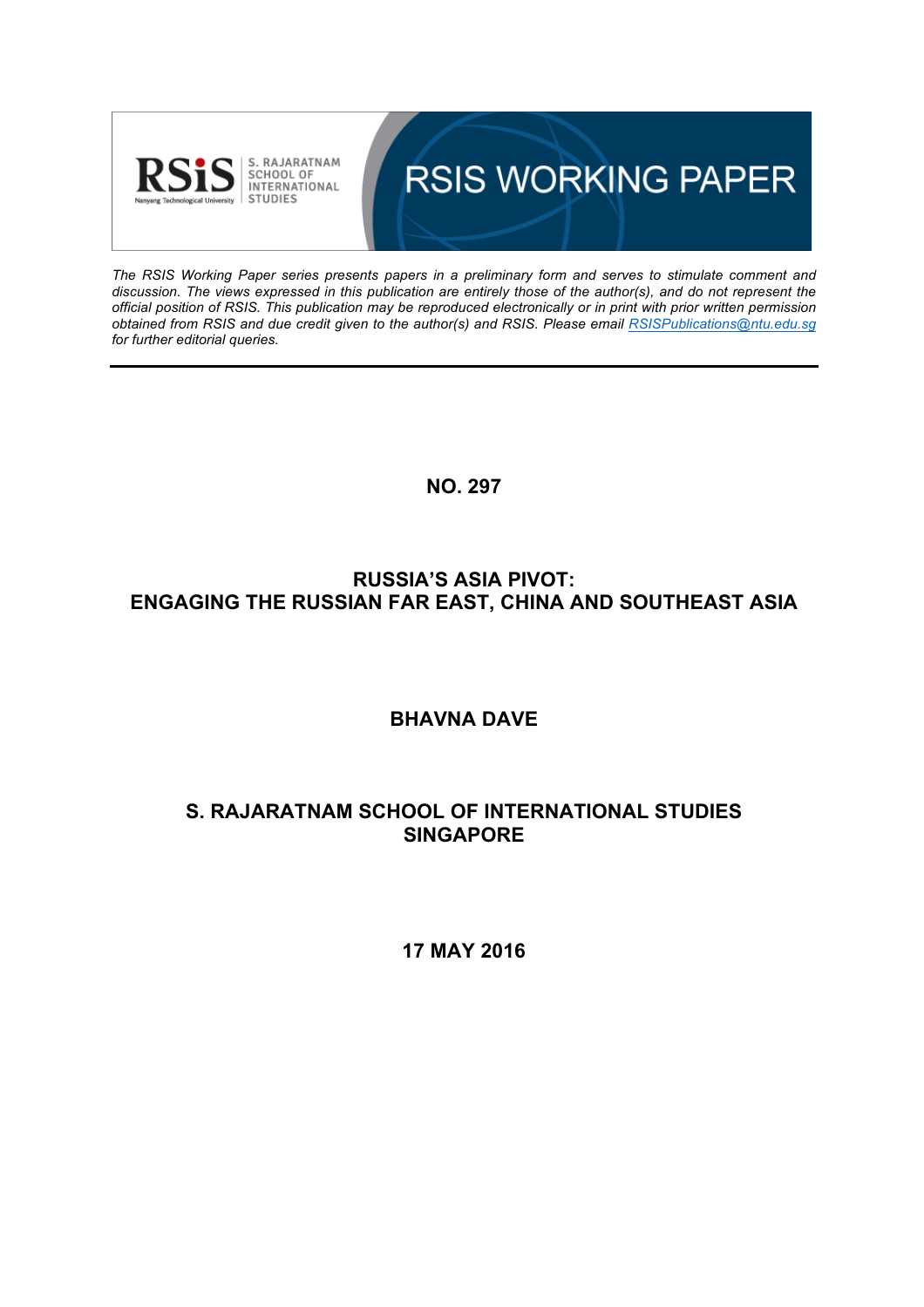RSIS S. RAJARATNAM SCHOOL OF INTERNATIONAL STUDIES

Nanyang Technological University

# RSIS WORKING PAPER

*The RSIS Working Paper series presents papers in a preliminary form and serves to stimulate comment and discussion. The views expressed in this publication are entirely those of the author(s), and do not represent the official position of RSIS. This publication may be reproduced electronically or in print with prior written permission obtained from RSIS and due credit given to the author(s) and RSIS. Please email [RSISPublications@ntu.edu.sg](mailto:RSISPublications@ntu.edu.sg) for further editorial queries.*

---

**NO. 297**

## RUSSIA'S ASIA PIVOT: ENGAGING THE RUSSIAN FAR EAST, CHINA AND SOUTHEAST ASIA

**BHAVNA DAVE**

**S. RAJARATNAM SCHOOL OF INTERNATIONAL STUDIES SINGAPORE**

**17 MAY 2016**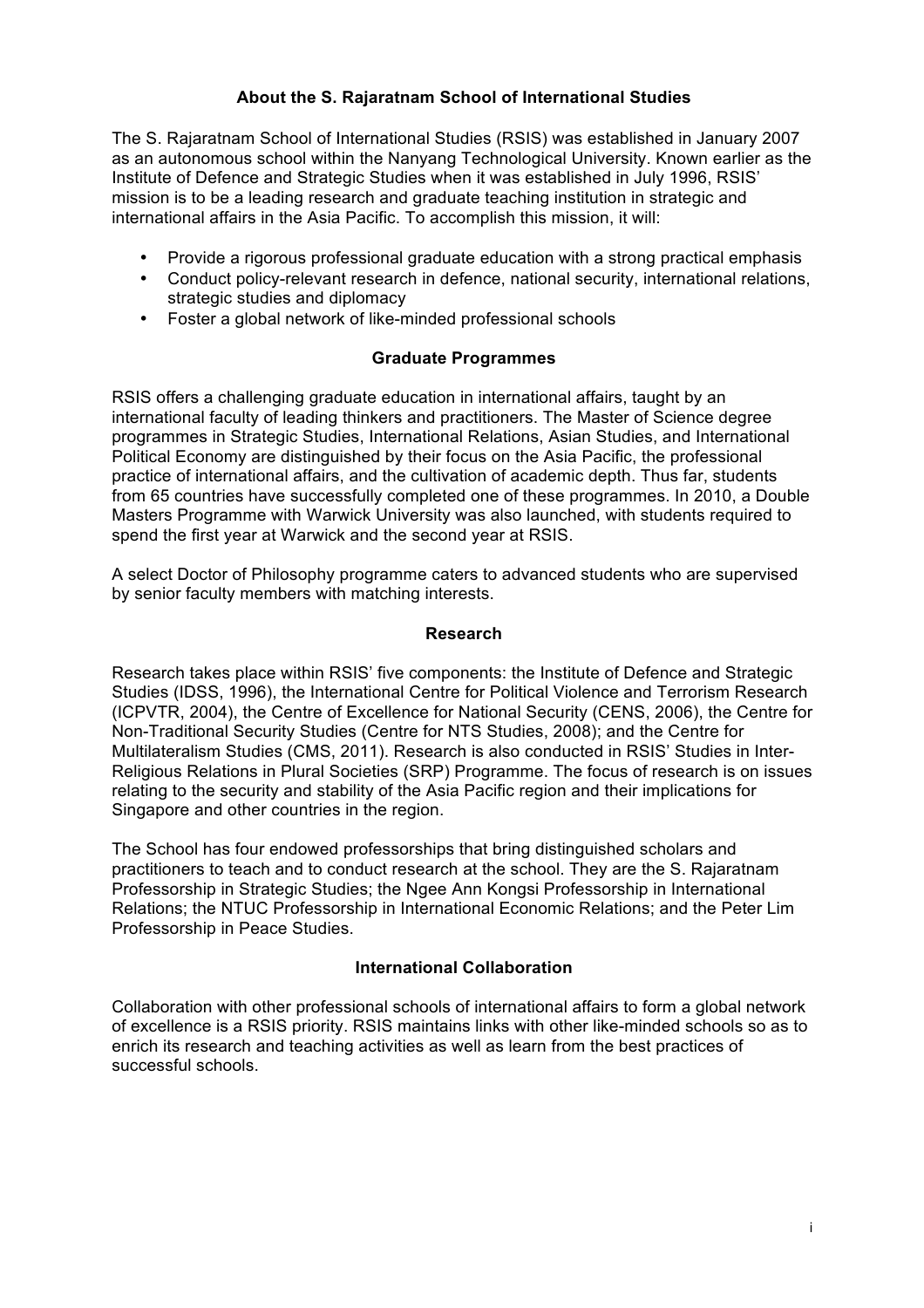## About the S. Rajaratnam School of International Studies

The S. Rajaratnam School of International Studies (RSIS) was established in January 2007 as an autonomous school within the Nanyang Technological University. Known earlier as the Institute of Defence and Strategic Studies when it was established in July 1996, RSIS' mission is to be a leading research and graduate teaching institution in strategic and international affairs in the Asia Pacific. To accomplish this mission, it will:

- Provide a rigorous professional graduate education with a strong practical emphasis
- Conduct policy-relevant research in defence, national security, international relations, strategic studies and diplomacy
- Foster a global network of like-minded professional schools

## Graduate Programmes

RSIS offers a challenging graduate education in international affairs, taught by an international faculty of leading thinkers and practitioners. The Master of Science degree programmes in Strategic Studies, International Relations, Asian Studies, and International Political Economy are distinguished by their focus on the Asia Pacific, the professional practice of international affairs, and the cultivation of academic depth. Thus far, students from 65 countries have successfully completed one of these programmes. In 2010, a Double Masters Programme with Warwick University was also launched, with students required to spend the first year at Warwick and the second year at RSIS.

A select Doctor of Philosophy programme caters to advanced students who are supervised by senior faculty members with matching interests.

## Research

Research takes place within RSIS' five components: the Institute of Defence and Strategic Studies (IDSS, 1996), the International Centre for Political Violence and Terrorism Research (ICPVTR, 2004), the Centre of Excellence for National Security (CENS, 2006), the Centre for Non-Traditional Security Studies (Centre for NTS Studies, 2008); and the Centre for Multilateralism Studies (CMS, 2011). Research is also conducted in RSIS' Studies in Inter-Religious Relations in Plural Societies (SRP) Programme. The focus of research is on issues relating to the security and stability of the Asia Pacific region and their implications for Singapore and other countries in the region.

The School has four endowed professorships that bring distinguished scholars and practitioners to teach and to conduct research at the school. They are the S. Rajaratnam Professorship in Strategic Studies; the Ngee Ann Kongsi Professorship in International Relations; the NTUC Professorship in International Economic Relations; and the Peter Lim Professorship in Peace Studies.

## International Collaboration

Collaboration with other professional schools of international affairs to form a global network of excellence is a RSIS priority. RSIS maintains links with other like-minded schools so as to enrich its research and teaching activities as well as learn from the best practices of successful schools.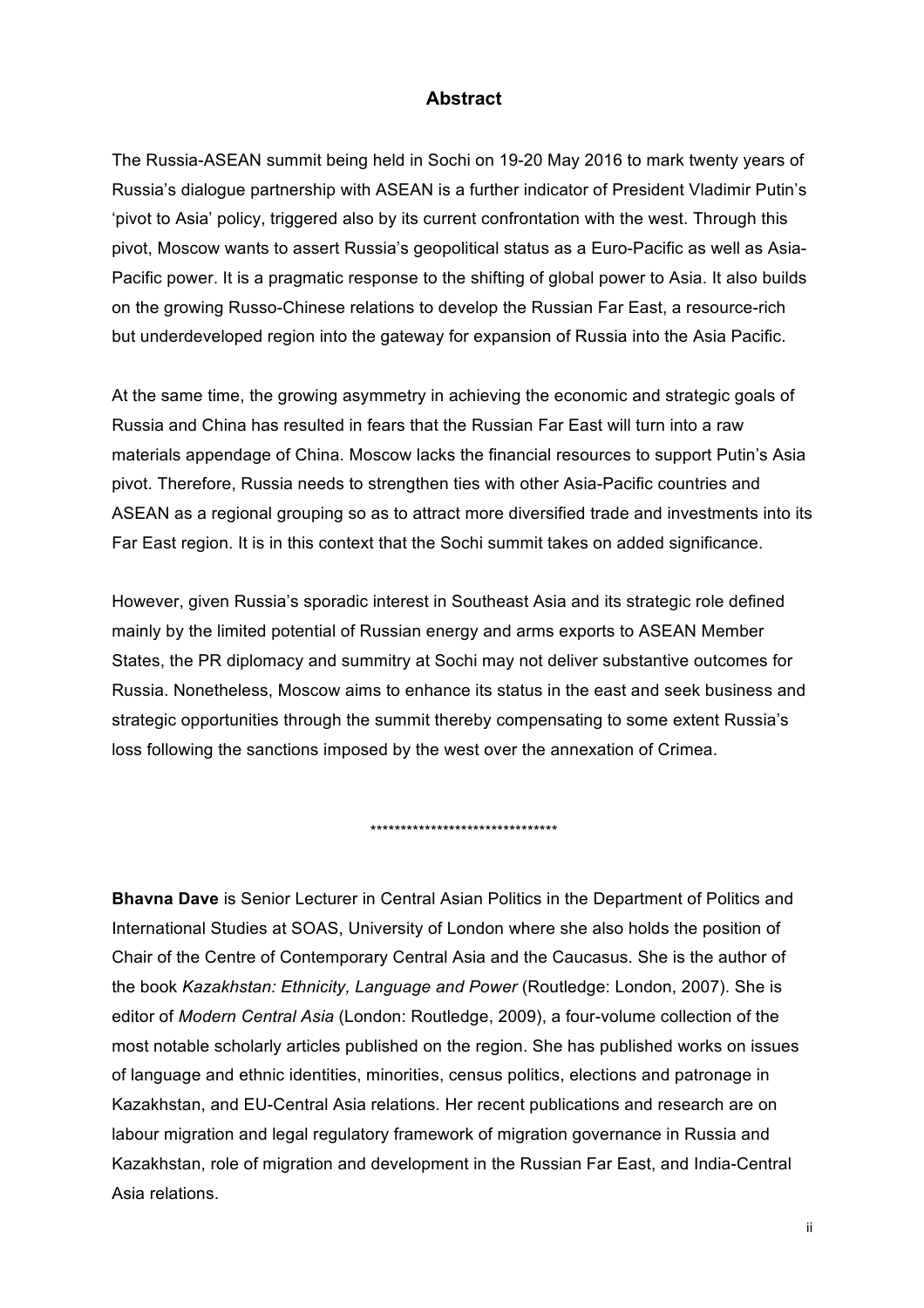## Abstract

The Russia-ASEAN summit being held in Sochi on 19-20 May 2016 to mark twenty years of Russia's dialogue partnership with ASEAN is a further indicator of President Vladimir Putin's 'pivot to Asia' policy, triggered also by its current confrontation with the west. Through this pivot, Moscow wants to assert Russia's geopolitical status as a Euro-Pacific as well as Asia-Pacific power. It is a pragmatic response to the shifting of global power to Asia. It also builds on the growing Russo-Chinese relations to develop the Russian Far East, a resource-rich but underdeveloped region into the gateway for expansion of Russia into the Asia Pacific.

At the same time, the growing asymmetry in achieving the economic and strategic goals of Russia and China has resulted in fears that the Russian Far East will turn into a raw materials appendage of China. Moscow lacks the financial resources to support Putin's Asia pivot. Therefore, Russia needs to strengthen ties with other Asia-Pacific countries and ASEAN as a regional grouping so as to attract more diversified trade and investments into its Far East region. It is in this context that the Sochi summit takes on added significance.

However, given Russia's sporadic interest in Southeast Asia and its strategic role defined mainly by the limited potential of Russian energy and arms exports to ASEAN Member States, the PR diplomacy and summitry at Sochi may not deliver substantive outcomes for Russia. Nonetheless, Moscow aims to enhance its status in the east and seek business and strategic opportunities through the summit thereby compensating to some extent Russia's loss following the sanctions imposed by the west over the annexation of Crimea.

*******************************

**Bhavna Dave** is Senior Lecturer in Central Asian Politics in the Department of Politics and International Studies at SOAS, University of London where she also holds the position of Chair of the Centre of Contemporary Central Asia and the Caucasus. She is the author of the book *Kazakhstan: Ethnicity, Language and Power* (Routledge: London, 2007). She is editor of *Modern Central Asia* (London: Routledge, 2009), a four-volume collection of the most notable scholarly articles published on the region. She has published works on issues of language and ethnic identities, minorities, census politics, elections and patronage in Kazakhstan, and EU-Central Asia relations. Her recent publications and research are on labour migration and legal regulatory framework of migration governance in Russia and Kazakhstan, role of migration and development in the Russian Far East, and India-Central Asia relations.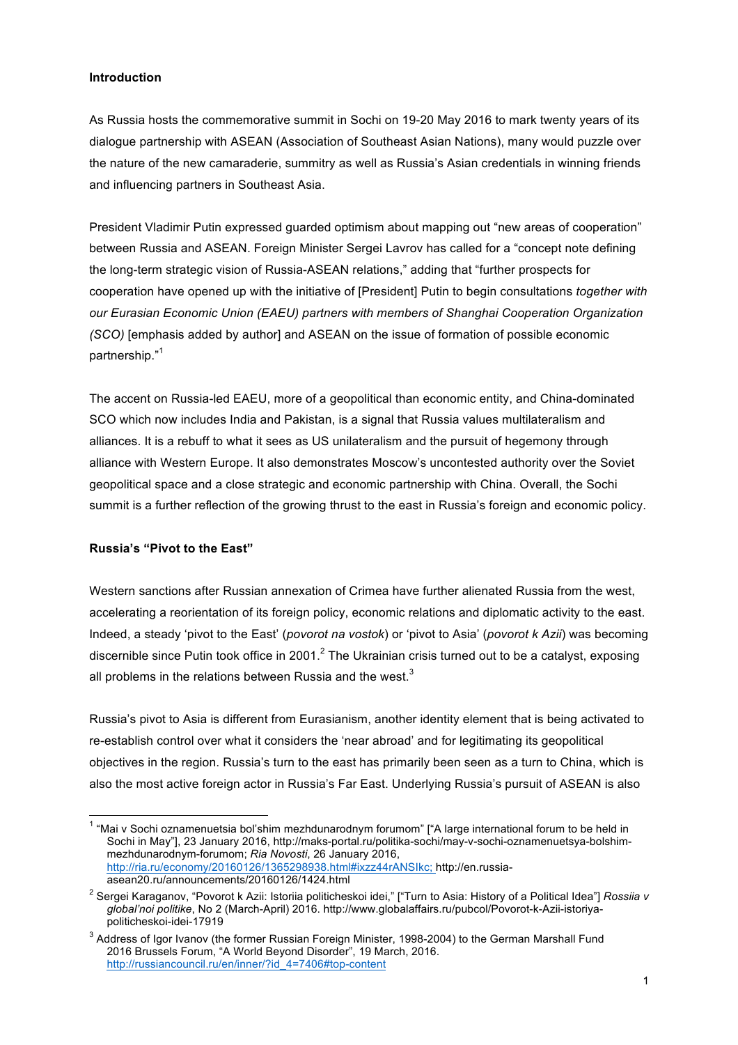**Introduction**

As Russia hosts the commemorative summit in Sochi on 19-20 May 2016 to mark twenty years of its dialogue partnership with ASEAN (Association of Southeast Asian Nations), many would puzzle over the nature of the new camaraderie, summitry as well as Russia's Asian credentials in winning friends and influencing partners in Southeast Asia.

President Vladimir Putin expressed guarded optimism about mapping out "new areas of cooperation" between Russia and ASEAN. Foreign Minister Sergei Lavrov has called for a "concept note defining the long-term strategic vision of Russia-ASEAN relations," adding that "further prospects for cooperation have opened up with the initiative of [President] Putin to begin consultations *together with our Eurasian Economic Union (EAEU) partners with members of Shanghai Cooperation Organization (SCO)* [emphasis added by author] and ASEAN on the issue of formation of possible economic partnership."[1]

The accent on Russia-led EAEU, more of a geopolitical than economic entity, and China-dominated SCO which now includes India and Pakistan, is a signal that Russia values multilateralism and alliances. It is a rebuff to what it sees as US unilateralism and the pursuit of hegemony through alliance with Western Europe. It also demonstrates Moscow's uncontested authority over the Soviet geopolitical space and a close strategic and economic partnership with China. Overall, the Sochi summit is a further reflection of the growing thrust to the east in Russia's foreign and economic policy.

**Russia's "Pivot to the East"**

Western sanctions after Russian annexation of Crimea have further alienated Russia from the west, accelerating a reorientation of its foreign policy, economic relations and diplomatic activity to the east. Indeed, a steady 'pivot to the East' (*povorot na vostok*) or 'pivot to Asia' (*povorot k Azii*) was becoming discernible since Putin took office in 2001.[2] The Ukrainian crisis turned out to be a catalyst, exposing all problems in the relations between Russia and the west.[3]

Russia's pivot to Asia is different from Eurasianism, another identity element that is being activated to re-establish control over what it considers the 'near abroad' and for legitimating its geopolitical objectives in the region. Russia's turn to the east has primarily been seen as a turn to China, which is also the most active foreign actor in Russia's Far East. Underlying Russia's pursuit of ASEAN is also

---

[1] "Mai v Sochi oznamenuetsia bol'shim mezhdunarodnym forumom" ["A large international forum to be held in Sochi in May"], 23 January 2016, http://maks-portal.ru/politika-sochi/may-v-sochi-oznamenuetsya-bolshim-mezhdunarodnym-forumom; *Ria Novosti*, 26 January 2016, http://ria.ru/economy/20160126/1365298938.html#ixzz44rANSIkc; http://en.russia-asean20.ru/announcements/20160126/1424.html

[2] Sergei Karaganov, "Povorot k Azii: Istoriia politicheskoi idei," ["Turn to Asia: History of a Political Idea"] *Rossiia v global'noi politike*, No 2 (March-April) 2016. http://www.globalaffairs.ru/pubcol/Povorot-k-Azii-istoriya-politicheskoi-idei-17919

[3] Address of Igor Ivanov (the former Russian Foreign Minister, 1998-2004) to the German Marshall Fund 2016 Brussels Forum, "A World Beyond Disorder", 19 March, 2016. http://russiancouncil.ru/en/inner/?id_4=7406#top-content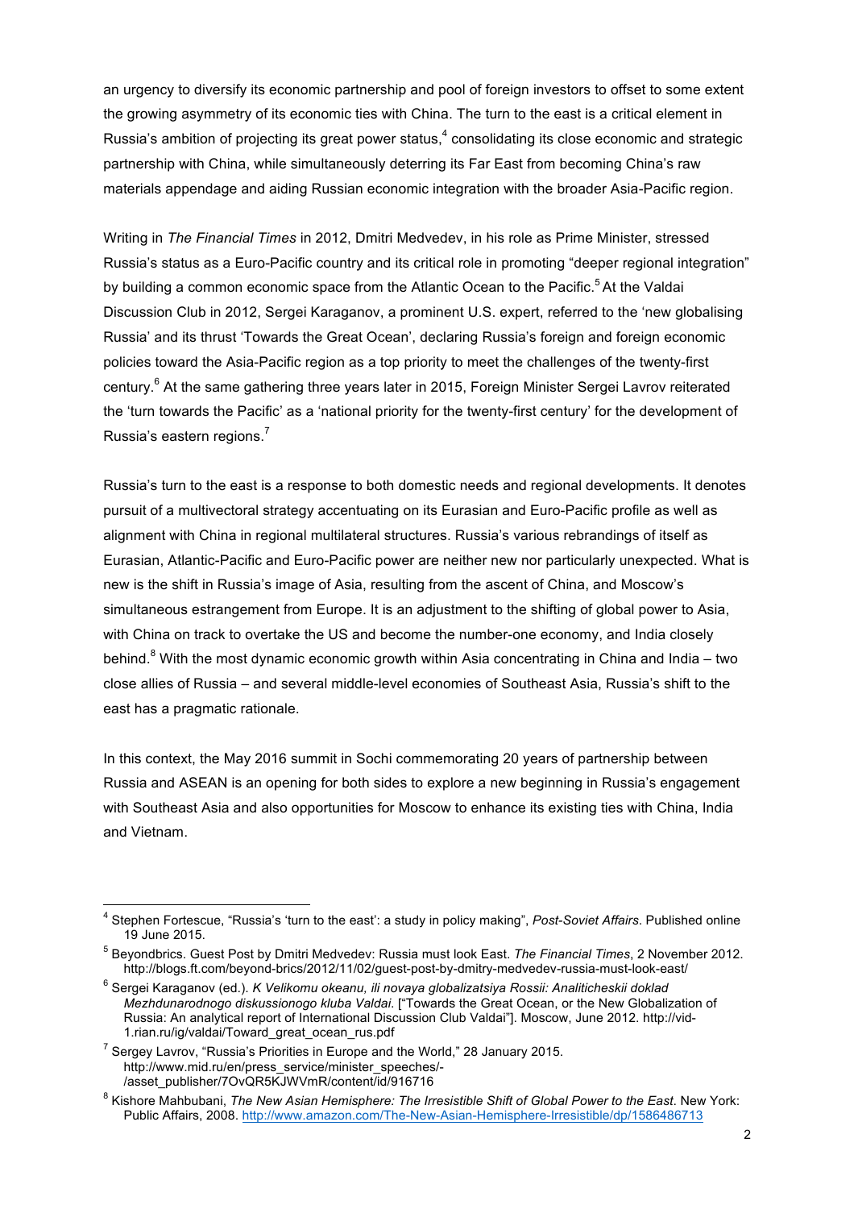an urgency to diversify its economic partnership and pool of foreign investors to offset to some extent the growing asymmetry of its economic ties with China. The turn to the east is a critical element in Russia's ambition of projecting its great power status,[4] consolidating its close economic and strategic partnership with China, while simultaneously deterring its Far East from becoming China's raw materials appendage and aiding Russian economic integration with the broader Asia-Pacific region.

Writing in *The Financial Times* in 2012, Dmitri Medvedev, in his role as Prime Minister, stressed Russia's status as a Euro-Pacific country and its critical role in promoting "deeper regional integration" by building a common economic space from the Atlantic Ocean to the Pacific.[5] At the Valdai Discussion Club in 2012, Sergei Karaganov, a prominent U.S. expert, referred to the 'new globalising Russia' and its thrust 'Towards the Great Ocean', declaring Russia's foreign and foreign economic policies toward the Asia-Pacific region as a top priority to meet the challenges of the twenty-first century.[6] At the same gathering three years later in 2015, Foreign Minister Sergei Lavrov reiterated the 'turn towards the Pacific' as a 'national priority for the twenty-first century' for the development of Russia's eastern regions.[7]

Russia's turn to the east is a response to both domestic needs and regional developments. It denotes pursuit of a multivectoral strategy accentuating on its Eurasian and Euro-Pacific profile as well as alignment with China in regional multilateral structures. Russia's various rebrandings of itself as Eurasian, Atlantic-Pacific and Euro-Pacific power are neither new nor particularly unexpected. What is new is the shift in Russia's image of Asia, resulting from the ascent of China, and Moscow's simultaneous estrangement from Europe. It is an adjustment to the shifting of global power to Asia, with China on track to overtake the US and become the number-one economy, and India closely behind.[8] With the most dynamic economic growth within Asia concentrating in China and India – two close allies of Russia – and several middle-level economies of Southeast Asia, Russia's shift to the east has a pragmatic rationale.

In this context, the May 2016 summit in Sochi commemorating 20 years of partnership between Russia and ASEAN is an opening for both sides to explore a new beginning in Russia's engagement with Southeast Asia and also opportunities for Moscow to enhance its existing ties with China, India and Vietnam.

---

[4] Stephen Fortescue, "Russia's 'turn to the east': a study in policy making", *Post-Soviet Affairs*. Published online 19 June 2015.

[5] Beyondbrics. Guest Post by Dmitri Medvedev: Russia must look East. *The Financial Times*, 2 November 2012. http://blogs.ft.com/beyond-brics/2012/11/02/guest-post-by-dmitry-medvedev-russia-must-look-east/

[6] Sergei Karaganov (ed.). *K Velikomu okeanu, ili novaya globalizatsiya Rossii: Analiticheskii doklad Mezhdunarodnogo diskussionogo kluba Valdai*. ["Towards the Great Ocean, or the New Globalization of Russia: An analytical report of International Discussion Club Valdai"]. Moscow, June 2012. http://vid-1.rian.ru/ig/valdai/Toward_great_ocean_rus.pdf

[7] Sergey Lavrov, "Russia's Priorities in Europe and the World," 28 January 2015. http://www.mid.ru/en/press_service/minister_speeches/-/asset_publisher/7OvQR5KJWVmR/content/id/916716

[8] Kishore Mahbubani, *The New Asian Hemisphere: The Irresistible Shift of Global Power to the East*. New York: Public Affairs, 2008. http://www.amazon.com/The-New-Asian-Hemisphere-Irresistible/dp/1586486713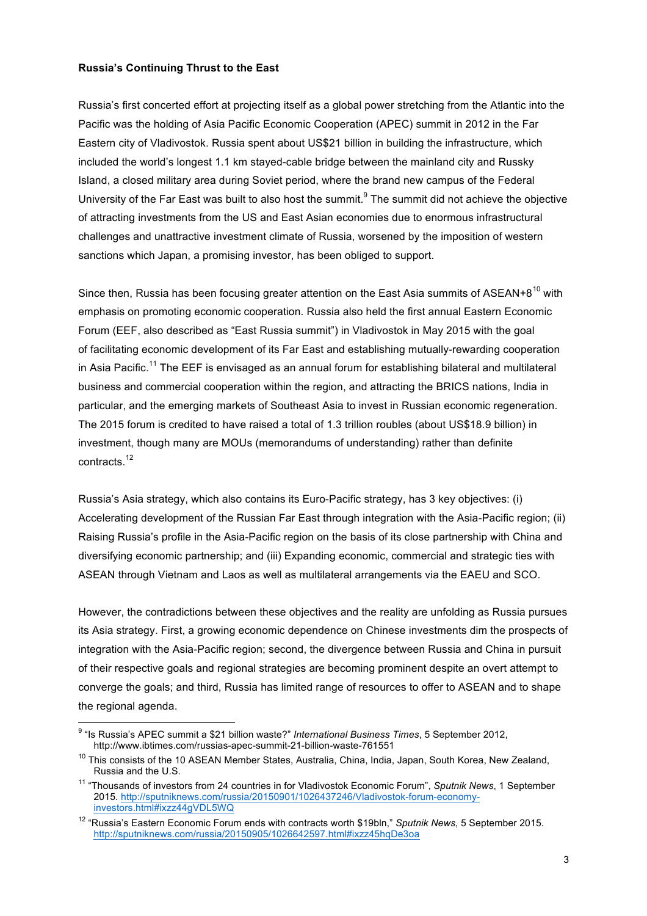**Russia's Continuing Thrust to the East**

Russia's first concerted effort at projecting itself as a global power stretching from the Atlantic into the Pacific was the holding of Asia Pacific Economic Cooperation (APEC) summit in 2012 in the Far Eastern city of Vladivostok. Russia spent about US$21 billion in building the infrastructure, which included the world's longest 1.1 km stayed-cable bridge between the mainland city and Russky Island, a closed military area during Soviet period, where the brand new campus of the Federal University of the Far East was built to also host the summit.[9] The summit did not achieve the objective of attracting investments from the US and East Asian economies due to enormous infrastructural challenges and unattractive investment climate of Russia, worsened by the imposition of western sanctions which Japan, a promising investor, has been obliged to support.

Since then, Russia has been focusing greater attention on the East Asia summits of ASEAN+8[10] with emphasis on promoting economic cooperation. Russia also held the first annual Eastern Economic Forum (EEF, also described as "East Russia summit") in Vladivostok in May 2015 with the goal of facilitating economic development of its Far East and establishing mutually-rewarding cooperation in Asia Pacific.[11] The EEF is envisaged as an annual forum for establishing bilateral and multilateral business and commercial cooperation within the region, and attracting the BRICS nations, India in particular, and the emerging markets of Southeast Asia to invest in Russian economic regeneration. The 2015 forum is credited to have raised a total of 1.3 trillion roubles (about US$18.9 billion) in investment, though many are MOUs (memorandums of understanding) rather than definite contracts.[12]

Russia's Asia strategy, which also contains its Euro-Pacific strategy, has 3 key objectives: (i) Accelerating development of the Russian Far East through integration with the Asia-Pacific region; (ii) Raising Russia's profile in the Asia-Pacific region on the basis of its close partnership with China and diversifying economic partnership; and (iii) Expanding economic, commercial and strategic ties with ASEAN through Vietnam and Laos as well as multilateral arrangements via the EAEU and SCO.

However, the contradictions between these objectives and the reality are unfolding as Russia pursues its Asia strategy. First, a growing economic dependence on Chinese investments dim the prospects of integration with the Asia-Pacific region; second, the divergence between Russia and China in pursuit of their respective goals and regional strategies are becoming prominent despite an overt attempt to converge the goals; and third, Russia has limited range of resources to offer to ASEAN and to shape the regional agenda.

---

[9] "Is Russia's APEC summit a $21 billion waste?" *International Business Times*, 5 September 2012, http://www.ibtimes.com/russias-apec-summit-21-billion-waste-761551

[10] This consists of the 10 ASEAN Member States, Australia, China, India, Japan, South Korea, New Zealand, Russia and the U.S.

[11] "Thousands of investors from 24 countries in for Vladivostok Economic Forum", *Sputnik News*, 1 September 2015. http://sputniknews.com/russia/20150901/1026437246/Vladivostok-forum-economy-investors.html#ixzz44gVDL5WQ

[12] "Russia's Eastern Economic Forum ends with contracts worth $19bln," *Sputnik News*, 5 September 2015. http://sputniknews.com/russia/20150905/1026642597.html#ixzz45hqDe3oa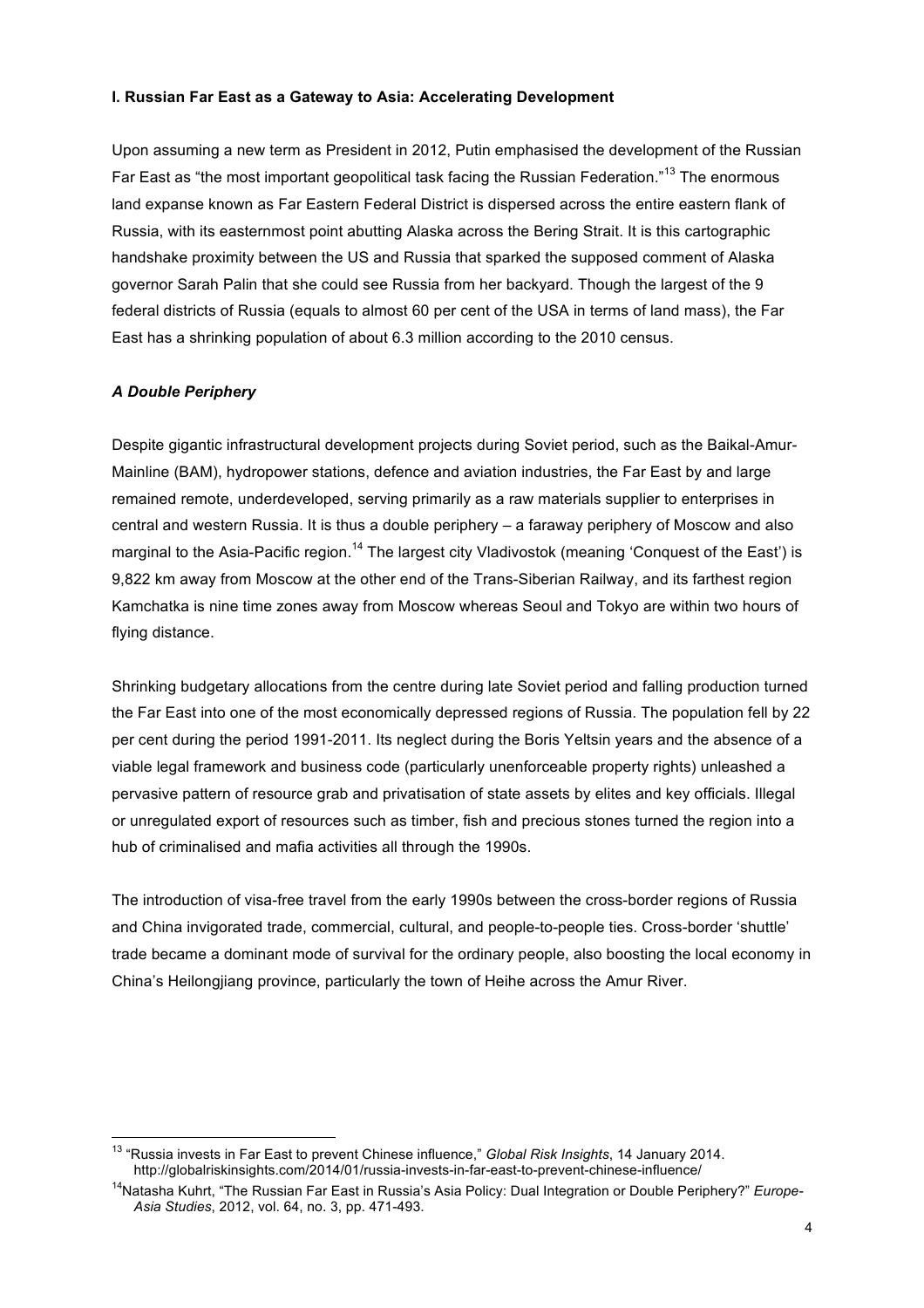### I. Russian Far East as a Gateway to Asia: Accelerating Development

Upon assuming a new term as President in 2012, Putin emphasised the development of the Russian Far East as "the most important geopolitical task facing the Russian Federation."[13] The enormous land expanse known as Far Eastern Federal District is dispersed across the entire eastern flank of Russia, with its easternmost point abutting Alaska across the Bering Strait. It is this cartographic handshake proximity between the US and Russia that sparked the supposed comment of Alaska governor Sarah Palin that she could see Russia from her backyard. Though the largest of the 9 federal districts of Russia (equals to almost 60 per cent of the USA in terms of land mass), the Far East has a shrinking population of about 6.3 million according to the 2010 census.

#### *A Double Periphery*

Despite gigantic infrastructural development projects during Soviet period, such as the Baikal-Amur-Mainline (BAM), hydropower stations, defence and aviation industries, the Far East by and large remained remote, underdeveloped, serving primarily as a raw materials supplier to enterprises in central and western Russia. It is thus a double periphery – a faraway periphery of Moscow and also marginal to the Asia-Pacific region.[14] The largest city Vladivostok (meaning 'Conquest of the East') is 9,822 km away from Moscow at the other end of the Trans-Siberian Railway, and its farthest region Kamchatka is nine time zones away from Moscow whereas Seoul and Tokyo are within two hours of flying distance.

Shrinking budgetary allocations from the centre during late Soviet period and falling production turned the Far East into one of the most economically depressed regions of Russia. The population fell by 22 per cent during the period 1991-2011. Its neglect during the Boris Yeltsin years and the absence of a viable legal framework and business code (particularly unenforceable property rights) unleashed a pervasive pattern of resource grab and privatisation of state assets by elites and key officials. Illegal or unregulated export of resources such as timber, fish and precious stones turned the region into a hub of criminalised and mafia activities all through the 1990s.

The introduction of visa-free travel from the early 1990s between the cross-border regions of Russia and China invigorated trade, commercial, cultural, and people-to-people ties. Cross-border 'shuttle' trade became a dominant mode of survival for the ordinary people, also boosting the local economy in China's Heilongjiang province, particularly the town of Heihe across the Amur River.

---

[13] "Russia invests in Far East to prevent Chinese influence," *Global Risk Insights*, 14 January 2014. http://globalriskinsights.com/2014/01/russia-invests-in-far-east-to-prevent-chinese-influence/

[14] Natasha Kuhrt, "The Russian Far East in Russia's Asia Policy: Dual Integration or Double Periphery?" *Europe-Asia Studies*, 2012, vol. 64, no. 3, pp. 471-493.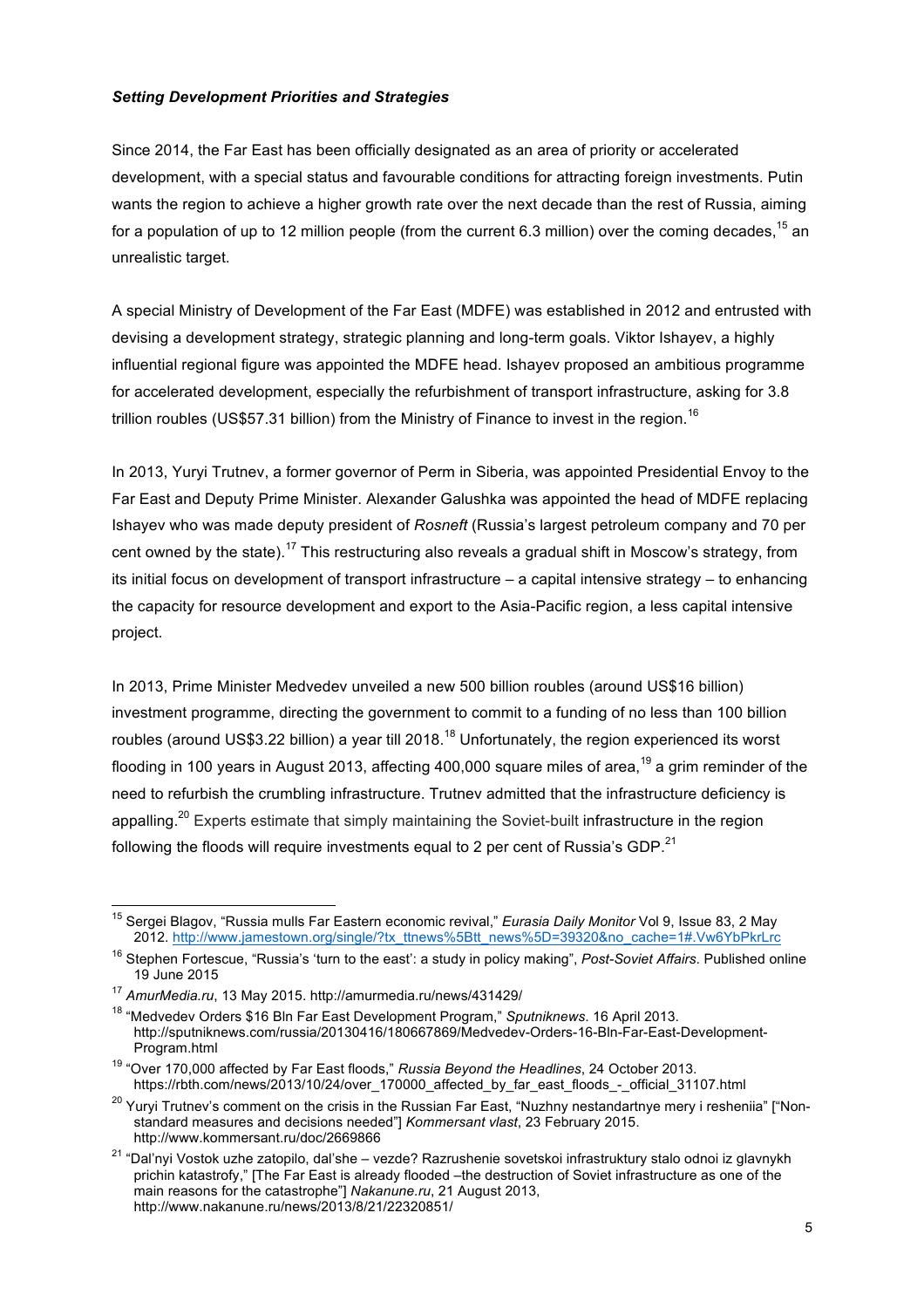***Setting Development Priorities and Strategies***

Since 2014, the Far East has been officially designated as an area of priority or accelerated development, with a special status and favourable conditions for attracting foreign investments. Putin wants the region to achieve a higher growth rate over the next decade than the rest of Russia, aiming for a population of up to 12 million people (from the current 6.3 million) over the coming decades,[15] an unrealistic target.

A special Ministry of Development of the Far East (MDFE) was established in 2012 and entrusted with devising a development strategy, strategic planning and long-term goals. Viktor Ishayev, a highly influential regional figure was appointed the MDFE head. Ishayev proposed an ambitious programme for accelerated development, especially the refurbishment of transport infrastructure, asking for 3.8 trillion roubles (US$57.31 billion) from the Ministry of Finance to invest in the region.[16]

In 2013, Yuryi Trutnev, a former governor of Perm in Siberia, was appointed Presidential Envoy to the Far East and Deputy Prime Minister. Alexander Galushka was appointed the head of MDFE replacing Ishayev who was made deputy president of *Rosneft* (Russia's largest petroleum company and 70 per cent owned by the state).[17] This restructuring also reveals a gradual shift in Moscow's strategy, from its initial focus on development of transport infrastructure – a capital intensive strategy – to enhancing the capacity for resource development and export to the Asia-Pacific region, a less capital intensive project.

In 2013, Prime Minister Medvedev unveiled a new 500 billion roubles (around US$16 billion) investment programme, directing the government to commit to a funding of no less than 100 billion roubles (around US$3.22 billion) a year till 2018.[18] Unfortunately, the region experienced its worst flooding in 100 years in August 2013, affecting 400,000 square miles of area,[19] a grim reminder of the need to refurbish the crumbling infrastructure. Trutnev admitted that the infrastructure deficiency is appalling.[20] Experts estimate that simply maintaining the Soviet-built infrastructure in the region following the floods will require investments equal to 2 per cent of Russia's GDP.[21]

---

[15] Sergei Blagov, "Russia mulls Far Eastern economic revival," *Eurasia Daily Monitor* Vol 9, Issue 83, 2 May 2012. http://www.jamestown.org/single/?tx_ttnews%5Btt_news%5D=39320&no_cache=1#.Vw6YbPkrLrc

[16] Stephen Fortescue, "Russia's 'turn to the east': a study in policy making", *Post-Soviet Affairs*. Published online 19 June 2015

[17] *AmurMedia.ru*, 13 May 2015. http://amurmedia.ru/news/431429/

[18] "Medvedev Orders $16 Bln Far East Development Program," *Sputniknews*. 16 April 2013. http://sputniknews.com/russia/20130416/180667869/Medvedev-Orders-16-Bln-Far-East-Development-Program.html

[19] "Over 170,000 affected by Far East floods," *Russia Beyond the Headlines*, 24 October 2013. https://rbth.com/news/2013/10/24/over_170000_affected_by_far_east_floods_-_official_31107.html

[20] Yuryi Trutnev's comment on the crisis in the Russian Far East, "Nuzhny nestandartnye mery i resheniia" ["Non-standard measures and decisions needed"] *Kommersant vlast*, 23 February 2015. http://www.kommersant.ru/doc/2669866

[21] "Dal'nyi Vostok uzhe zatopilo, dal'she – vezde? Razrushenie sovetskoi infrastruktury stalo odnoi iz glavnykh prichin katastrofy," [The Far East is already flooded –the destruction of Soviet infrastructure as one of the main reasons for the catastrophe"] *Nakanune.ru*, 21 August 2013, http://www.nakanune.ru/news/2013/8/21/22320851/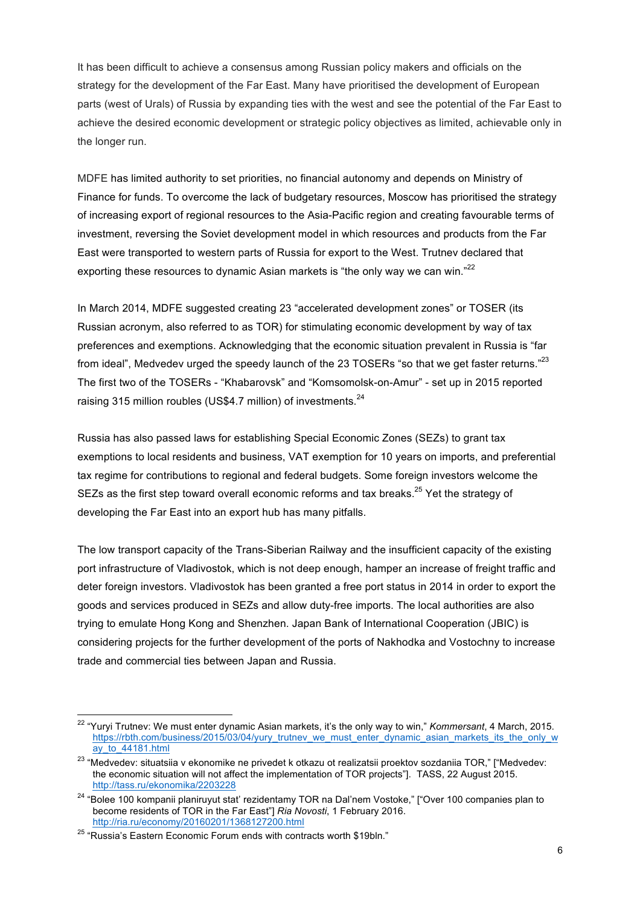It has been difficult to achieve a consensus among Russian policy makers and officials on the strategy for the development of the Far East. Many have prioritised the development of European parts (west of Urals) of Russia by expanding ties with the west and see the potential of the Far East to achieve the desired economic development or strategic policy objectives as limited, achievable only in the longer run.

MDFE has limited authority to set priorities, no financial autonomy and depends on Ministry of Finance for funds. To overcome the lack of budgetary resources, Moscow has prioritised the strategy of increasing export of regional resources to the Asia-Pacific region and creating favourable terms of investment, reversing the Soviet development model in which resources and products from the Far East were transported to western parts of Russia for export to the West. Trutnev declared that exporting these resources to dynamic Asian markets is "the only way we can win."[22]

In March 2014, MDFE suggested creating 23 "accelerated development zones" or TOSER (its Russian acronym, also referred to as TOR) for stimulating economic development by way of tax preferences and exemptions. Acknowledging that the economic situation prevalent in Russia is "far from ideal", Medvedev urged the speedy launch of the 23 TOSERs "so that we get faster returns."[23] The first two of the TOSERs - "Khabarovsk" and "Komsomolsk-on-Amur" - set up in 2015 reported raising 315 million roubles (US$4.7 million) of investments.[24]

Russia has also passed laws for establishing Special Economic Zones (SEZs) to grant tax exemptions to local residents and business, VAT exemption for 10 years on imports, and preferential tax regime for contributions to regional and federal budgets. Some foreign investors welcome the SEZs as the first step toward overall economic reforms and tax breaks.[25] Yet the strategy of developing the Far East into an export hub has many pitfalls.

The low transport capacity of the Trans-Siberian Railway and the insufficient capacity of the existing port infrastructure of Vladivostok, which is not deep enough, hamper an increase of freight traffic and deter foreign investors. Vladivostok has been granted a free port status in 2014 in order to export the goods and services produced in SEZs and allow duty-free imports. The local authorities are also trying to emulate Hong Kong and Shenzhen. Japan Bank of International Cooperation (JBIC) is considering projects for the further development of the ports of Nakhodka and Vostochny to increase trade and commercial ties between Japan and Russia.

---

[22] "Yuryi Trutnev: We must enter dynamic Asian markets, it's the only way to win," *Kommersant*, 4 March, 2015. https://rbth.com/business/2015/03/04/yury_trutnev_we_must_enter_dynamic_asian_markets_its_the_only_way_to_44181.html

[23] "Medvedev: situatsiia v ekonomike ne privedet k otkazu ot realizatsii proektov sozdaniia TOR," ["Medvedev: the economic situation will not affect the implementation of TOR projects"]. TASS, 22 August 2015. http://tass.ru/ekonomika/2203228

[24] "Bolee 100 kompanii planiruyut stat' rezidentamy TOR na Dal'nem Vostoke," ["Over 100 companies plan to become residents of TOR in the Far East"] *Ria Novosti*, 1 February 2016. http://ria.ru/economy/20160201/1368127200.html

[25] "Russia's Eastern Economic Forum ends with contracts worth $19bln."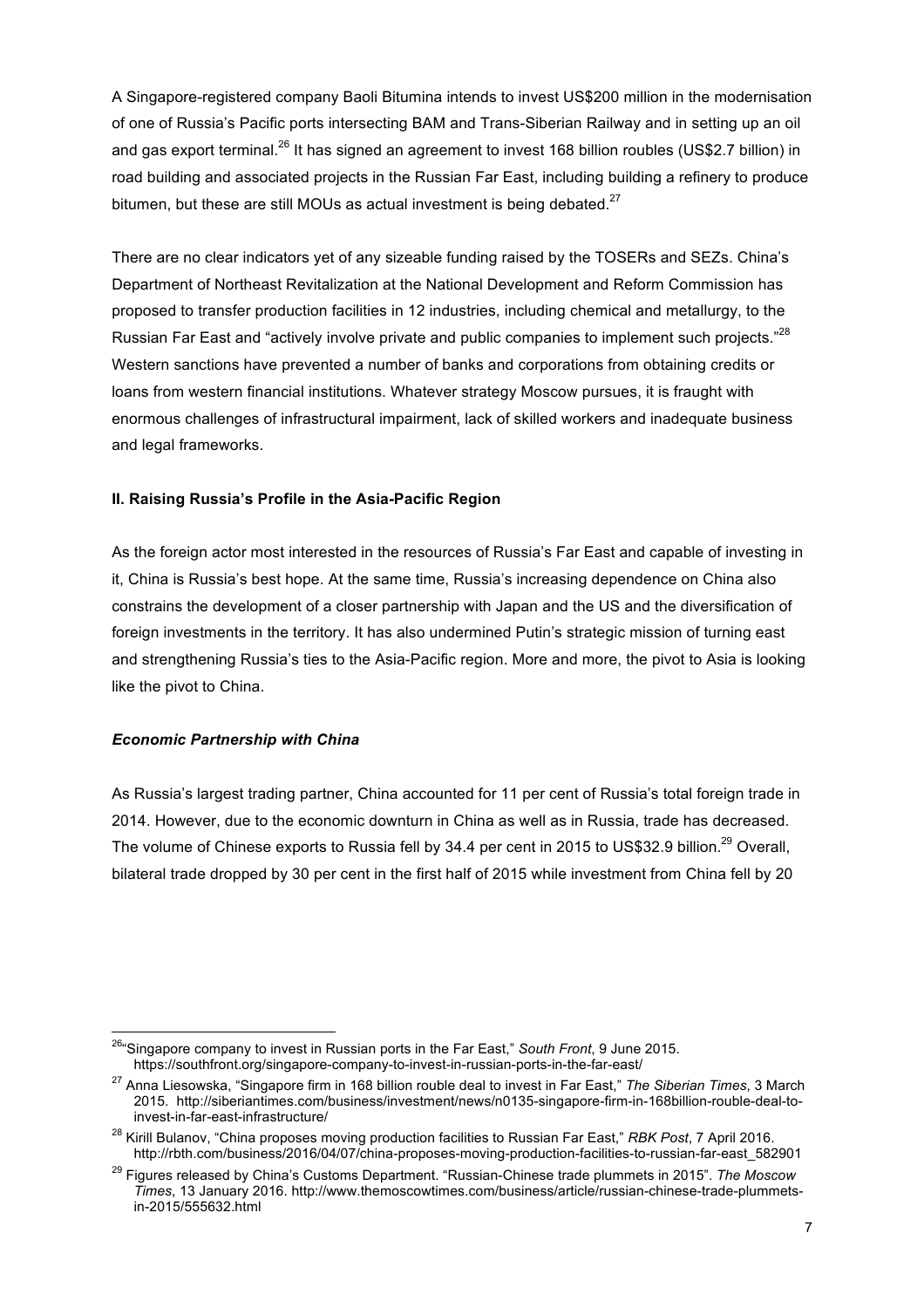A Singapore-registered company Baoli Bitumina intends to invest US$200 million in the modernisation of one of Russia's Pacific ports intersecting BAM and Trans-Siberian Railway and in setting up an oil and gas export terminal.[26] It has signed an agreement to invest 168 billion roubles (US$2.7 billion) in road building and associated projects in the Russian Far East, including building a refinery to produce bitumen, but these are still MOUs as actual investment is being debated.[27]

There are no clear indicators yet of any sizeable funding raised by the TOSERs and SEZs. China's Department of Northeast Revitalization at the National Development and Reform Commission has proposed to transfer production facilities in 12 industries, including chemical and metallurgy, to the Russian Far East and "actively involve private and public companies to implement such projects."[28] Western sanctions have prevented a number of banks and corporations from obtaining credits or loans from western financial institutions. Whatever strategy Moscow pursues, it is fraught with enormous challenges of infrastructural impairment, lack of skilled workers and inadequate business and legal frameworks.

## II. Raising Russia's Profile in the Asia-Pacific Region

As the foreign actor most interested in the resources of Russia's Far East and capable of investing in it, China is Russia's best hope. At the same time, Russia's increasing dependence on China also constrains the development of a closer partnership with Japan and the US and the diversification of foreign investments in the territory. It has also undermined Putin's strategic mission of turning east and strengthening Russia's ties to the Asia-Pacific region. More and more, the pivot to Asia is looking like the pivot to China.

### *Economic Partnership with China*

As Russia's largest trading partner, China accounted for 11 per cent of Russia's total foreign trade in 2014. However, due to the economic downturn in China as well as in Russia, trade has decreased. The volume of Chinese exports to Russia fell by 34.4 per cent in 2015 to US$32.9 billion.[29] Overall, bilateral trade dropped by 30 per cent in the first half of 2015 while investment from China fell by 20

---

[26] "Singapore company to invest in Russian ports in the Far East," *South Front*, 9 June 2015. https://southfront.org/singapore-company-to-invest-in-russian-ports-in-the-far-east/

[27] Anna Liesowska, "Singapore firm in 168 billion rouble deal to invest in Far East," *The Siberian Times*, 3 March 2015. http://siberiantimes.com/business/investment/news/n0135-singapore-firm-in-168billion-rouble-deal-to-invest-in-far-east-infrastructure/

[28] Kirill Bulanov, "China proposes moving production facilities to Russian Far East," *RBK Post*, 7 April 2016. http://rbth.com/business/2016/04/07/china-proposes-moving-production-facilities-to-russian-far-east_582901

[29] Figures released by China's Customs Department. "Russian-Chinese trade plummets in 2015". *The Moscow Times*, 13 January 2016. http://www.themoscowtimes.com/business/article/russian-chinese-trade-plummets-in-2015/555632.html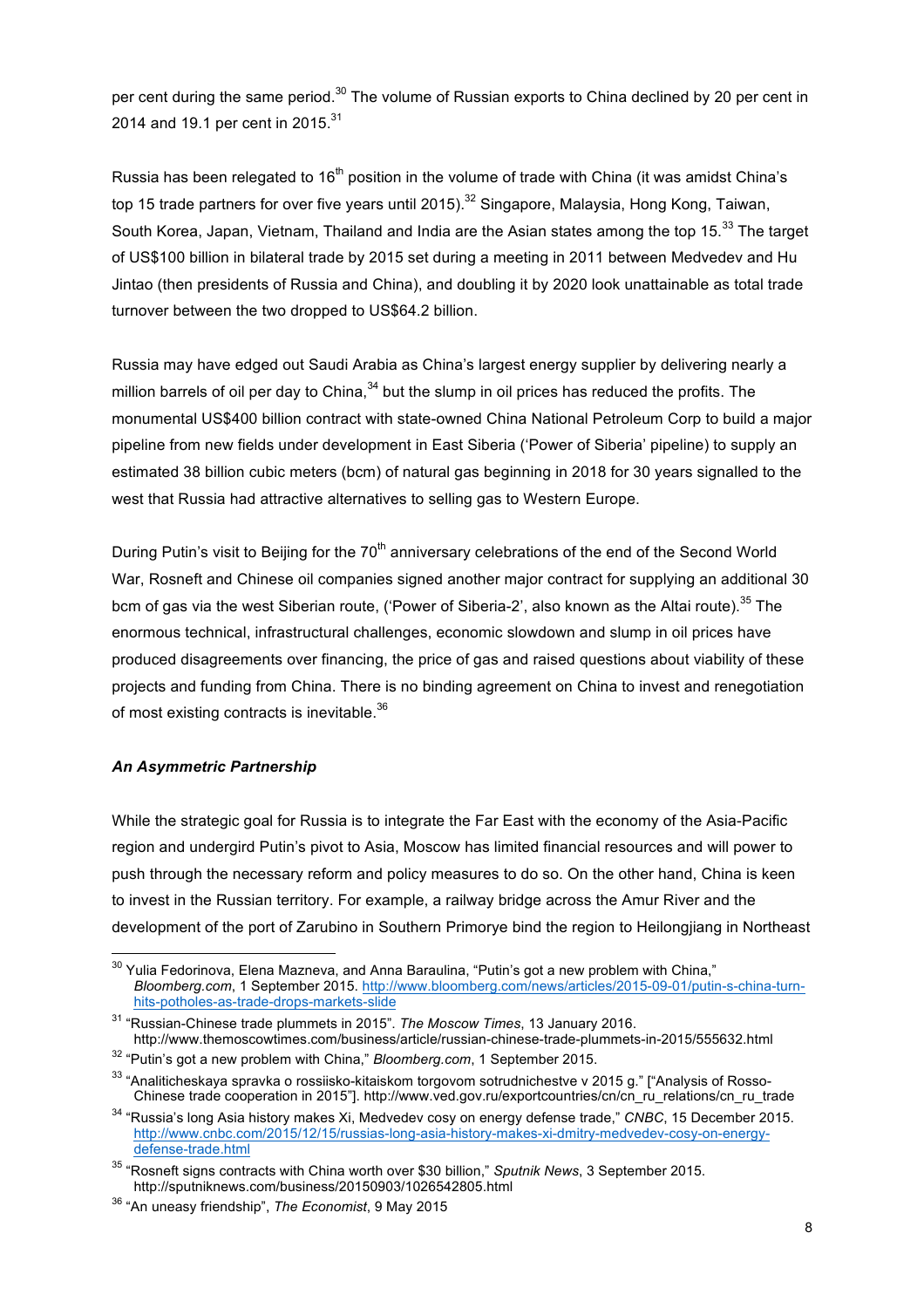per cent during the same period.[30] The volume of Russian exports to China declined by 20 per cent in 2014 and 19.1 per cent in 2015.[31]

Russia has been relegated to 16th position in the volume of trade with China (it was amidst China's top 15 trade partners for over five years until 2015).[32] Singapore, Malaysia, Hong Kong, Taiwan, South Korea, Japan, Vietnam, Thailand and India are the Asian states among the top 15.[33] The target of US$100 billion in bilateral trade by 2015 set during a meeting in 2011 between Medvedev and Hu Jintao (then presidents of Russia and China), and doubling it by 2020 look unattainable as total trade turnover between the two dropped to US$64.2 billion.

Russia may have edged out Saudi Arabia as China's largest energy supplier by delivering nearly a million barrels of oil per day to China,[34] but the slump in oil prices has reduced the profits. The monumental US$400 billion contract with state-owned China National Petroleum Corp to build a major pipeline from new fields under development in East Siberia ('Power of Siberia' pipeline) to supply an estimated 38 billion cubic meters (bcm) of natural gas beginning in 2018 for 30 years signalled to the west that Russia had attractive alternatives to selling gas to Western Europe.

During Putin's visit to Beijing for the 70th anniversary celebrations of the end of the Second World War, Rosneft and Chinese oil companies signed another major contract for supplying an additional 30 bcm of gas via the west Siberian route, ('Power of Siberia-2', also known as the Altai route).[35] The enormous technical, infrastructural challenges, economic slowdown and slump in oil prices have produced disagreements over financing, the price of gas and raised questions about viability of these projects and funding from China. There is no binding agreement on China to invest and renegotiation of most existing contracts is inevitable.[36]

***An Asymmetric Partnership***

While the strategic goal for Russia is to integrate the Far East with the economy of the Asia-Pacific region and undergird Putin's pivot to Asia, Moscow has limited financial resources and will power to push through the necessary reform and policy measures to do so. On the other hand, China is keen to invest in the Russian territory. For example, a railway bridge across the Amur River and the development of the port of Zarubino in Southern Primorye bind the region to Heilongjiang in Northeast

---

[30] Yulia Fedorinova, Elena Mazneva, and Anna Baraulina, "Putin's got a new problem with China," *Bloomberg.com*, 1 September 2015. http://www.bloomberg.com/news/articles/2015-09-01/putin-s-china-turn-hits-potholes-as-trade-drops-markets-slide

[31] "Russian-Chinese trade plummets in 2015". *The Moscow Times*, 13 January 2016. http://www.themoscowtimes.com/business/article/russian-chinese-trade-plummets-in-2015/555632.html

[32] "Putin's got a new problem with China," *Bloomberg.com*, 1 September 2015.

[33] "Analiticheskaya spravka o rossiisko-kitaiskom torgovom sotrudnichestve v 2015 g." ["Analysis of Rosso-Chinese trade cooperation in 2015"]. http://www.ved.gov.ru/exportcountries/cn/cn_ru_relations/cn_ru_trade

[34] "Russia's long Asia history makes Xi, Medvedev cosy on energy defense trade," *CNBC*, 15 December 2015. http://www.cnbc.com/2015/12/15/russias-long-asia-history-makes-xi-dmitry-medvedev-cosy-on-energy-defense-trade.html

[35] "Rosneft signs contracts with China worth over $30 billion," *Sputnik News*, 3 September 2015. http://sputniknews.com/business/20150903/1026542805.html

[36] "An uneasy friendship", *The Economist*, 9 May 2015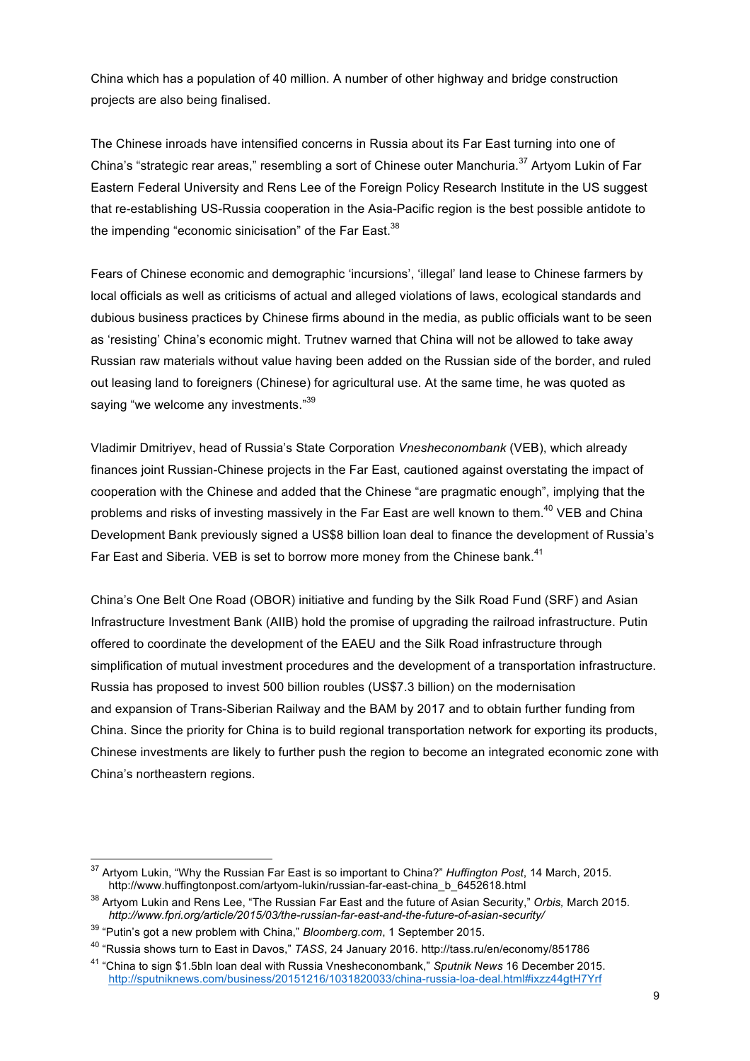China which has a population of 40 million. A number of other highway and bridge construction projects are also being finalised.

The Chinese inroads have intensified concerns in Russia about its Far East turning into one of China's "strategic rear areas," resembling a sort of Chinese outer Manchuria.[37] Artyom Lukin of Far Eastern Federal University and Rens Lee of the Foreign Policy Research Institute in the US suggest that re-establishing US-Russia cooperation in the Asia-Pacific region is the best possible antidote to the impending "economic sinicisation" of the Far East.[38]

Fears of Chinese economic and demographic 'incursions', 'illegal' land lease to Chinese farmers by local officials as well as criticisms of actual and alleged violations of laws, ecological standards and dubious business practices by Chinese firms abound in the media, as public officials want to be seen as 'resisting' China's economic might. Trutnev warned that China will not be allowed to take away Russian raw materials without value having been added on the Russian side of the border, and ruled out leasing land to foreigners (Chinese) for agricultural use. At the same time, he was quoted as saying "we welcome any investments."[39]

Vladimir Dmitriyev, head of Russia's State Corporation *Vnesheconombank* (VEB), which already finances joint Russian-Chinese projects in the Far East, cautioned against overstating the impact of cooperation with the Chinese and added that the Chinese "are pragmatic enough", implying that the problems and risks of investing massively in the Far East are well known to them.[40] VEB and China Development Bank previously signed a US$8 billion loan deal to finance the development of Russia's Far East and Siberia. VEB is set to borrow more money from the Chinese bank.[41]

China's One Belt One Road (OBOR) initiative and funding by the Silk Road Fund (SRF) and Asian Infrastructure Investment Bank (AIIB) hold the promise of upgrading the railroad infrastructure. Putin offered to coordinate the development of the EAEU and the Silk Road infrastructure through simplification of mutual investment procedures and the development of a transportation infrastructure. Russia has proposed to invest 500 billion roubles (US$7.3 billion) on the modernisation and expansion of Trans-Siberian Railway and the BAM by 2017 and to obtain further funding from China. Since the priority for China is to build regional transportation network for exporting its products, Chinese investments are likely to further push the region to become an integrated economic zone with China's northeastern regions.

---

[37] Artyom Lukin, "Why the Russian Far East is so important to China?" *Huffington Post*, 14 March, 2015. http://www.huffingtonpost.com/artyom-lukin/russian-far-east-china_b_6452618.html

[38] Artyom Lukin and Rens Lee, "The Russian Far East and the future of Asian Security," *Orbis,* March 2015. *http://www.fpri.org/article/2015/03/the-russian-far-east-and-the-future-of-asian-security/*

[39] "Putin's got a new problem with China," *Bloomberg.com*, 1 September 2015.

[40] "Russia shows turn to East in Davos," *TASS*, 24 January 2016. http://tass.ru/en/economy/851786

[41] "China to sign $1.5bln loan deal with Russia Vnesheconombank," *Sputnik News* 16 December 2015. http://sputniknews.com/business/20151216/1031820033/china-russia-loa-deal.html#ixzz44gtH7Yrf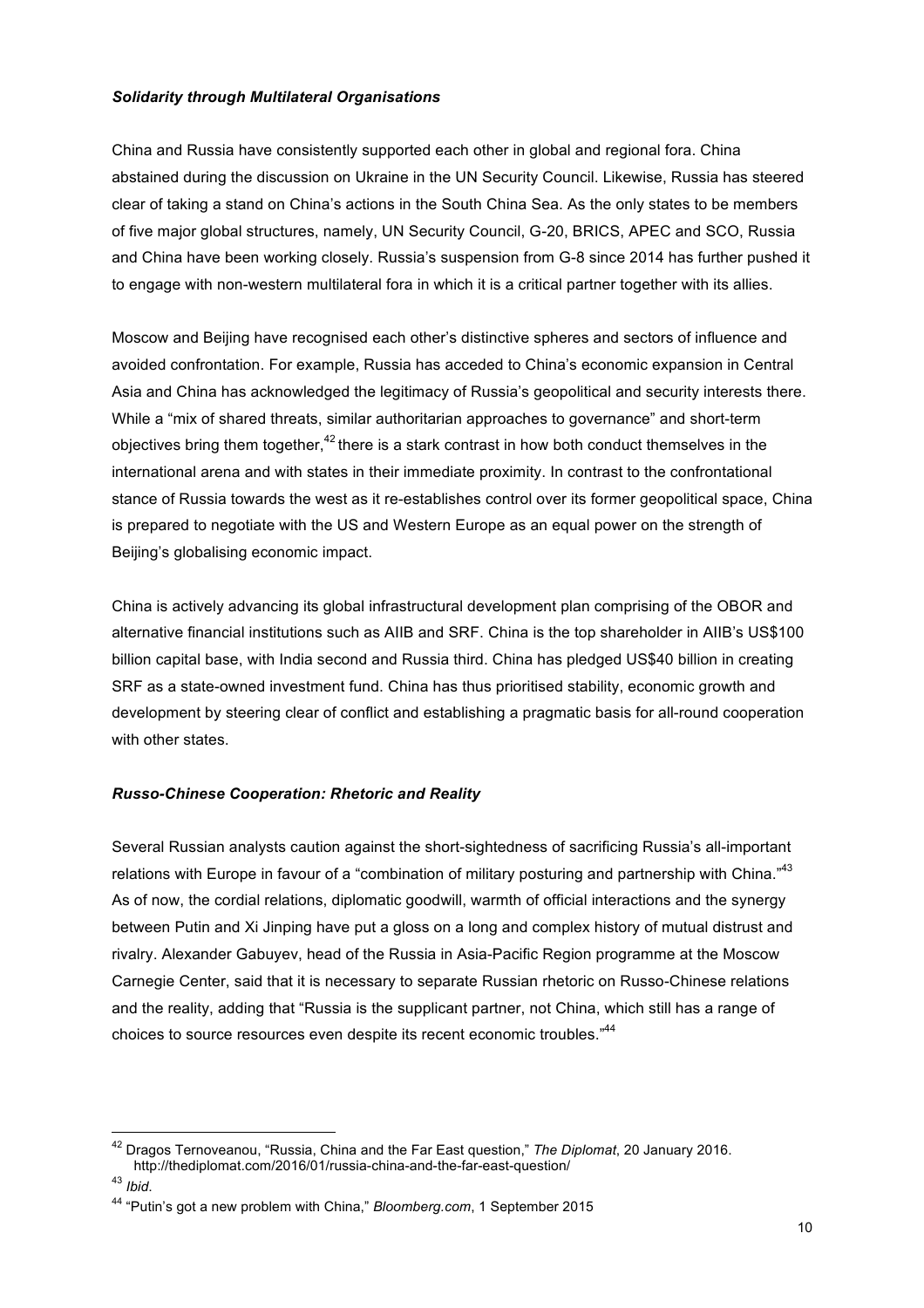### *Solidarity through Multilateral Organisations*

China and Russia have consistently supported each other in global and regional fora. China abstained during the discussion on Ukraine in the UN Security Council. Likewise, Russia has steered clear of taking a stand on China's actions in the South China Sea. As the only states to be members of five major global structures, namely, UN Security Council, G-20, BRICS, APEC and SCO, Russia and China have been working closely. Russia's suspension from G-8 since 2014 has further pushed it to engage with non-western multilateral fora in which it is a critical partner together with its allies.

Moscow and Beijing have recognised each other's distinctive spheres and sectors of influence and avoided confrontation. For example, Russia has acceded to China's economic expansion in Central Asia and China has acknowledged the legitimacy of Russia's geopolitical and security interests there. While a "mix of shared threats, similar authoritarian approaches to governance" and short-term objectives bring them together,[42] there is a stark contrast in how both conduct themselves in the international arena and with states in their immediate proximity. In contrast to the confrontational stance of Russia towards the west as it re-establishes control over its former geopolitical space, China is prepared to negotiate with the US and Western Europe as an equal power on the strength of Beijing's globalising economic impact.

China is actively advancing its global infrastructural development plan comprising of the OBOR and alternative financial institutions such as AIIB and SRF. China is the top shareholder in AIIB's US$100 billion capital base, with India second and Russia third. China has pledged US$40 billion in creating SRF as a state-owned investment fund. China has thus prioritised stability, economic growth and development by steering clear of conflict and establishing a pragmatic basis for all-round cooperation with other states.

### *Russo-Chinese Cooperation: Rhetoric and Reality*

Several Russian analysts caution against the short-sightedness of sacrificing Russia's all-important relations with Europe in favour of a "combination of military posturing and partnership with China."[43] As of now, the cordial relations, diplomatic goodwill, warmth of official interactions and the synergy between Putin and Xi Jinping have put a gloss on a long and complex history of mutual distrust and rivalry. Alexander Gabuyev, head of the Russia in Asia-Pacific Region programme at the Moscow Carnegie Center, said that it is necessary to separate Russian rhetoric on Russo-Chinese relations and the reality, adding that "Russia is the supplicant partner, not China, which still has a range of choices to source resources even despite its recent economic troubles."[44]

---

[42] Dragos Ternoveanou, "Russia, China and the Far East question," *The Diplomat*, 20 January 2016. http://thediplomat.com/2016/01/russia-china-and-the-far-east-question/

[43] *Ibid*.

[44] "Putin's got a new problem with China," *Bloomberg.com*, 1 September 2015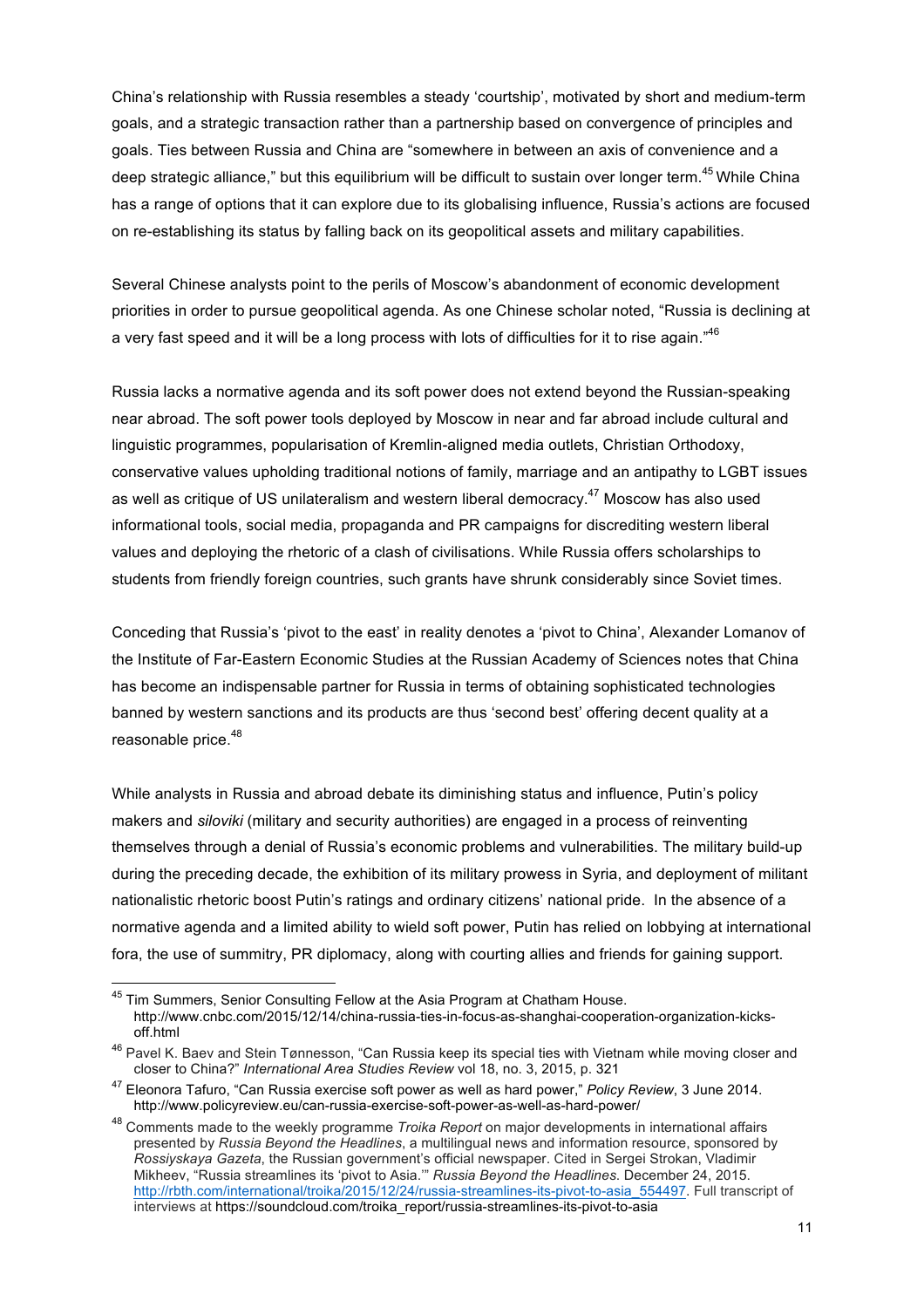China's relationship with Russia resembles a steady 'courtship', motivated by short and medium-term goals, and a strategic transaction rather than a partnership based on convergence of principles and goals. Ties between Russia and China are "somewhere in between an axis of convenience and a deep strategic alliance," but this equilibrium will be difficult to sustain over longer term.[45] While China has a range of options that it can explore due to its globalising influence, Russia's actions are focused on re-establishing its status by falling back on its geopolitical assets and military capabilities.

Several Chinese analysts point to the perils of Moscow's abandonment of economic development priorities in order to pursue geopolitical agenda. As one Chinese scholar noted, "Russia is declining at a very fast speed and it will be a long process with lots of difficulties for it to rise again."[46]

Russia lacks a normative agenda and its soft power does not extend beyond the Russian-speaking near abroad. The soft power tools deployed by Moscow in near and far abroad include cultural and linguistic programmes, popularisation of Kremlin-aligned media outlets, Christian Orthodoxy, conservative values upholding traditional notions of family, marriage and an antipathy to LGBT issues as well as critique of US unilateralism and western liberal democracy.[47] Moscow has also used informational tools, social media, propaganda and PR campaigns for discrediting western liberal values and deploying the rhetoric of a clash of civilisations. While Russia offers scholarships to students from friendly foreign countries, such grants have shrunk considerably since Soviet times.

Conceding that Russia's 'pivot to the east' in reality denotes a 'pivot to China', Alexander Lomanov of the Institute of Far-Eastern Economic Studies at the Russian Academy of Sciences notes that China has become an indispensable partner for Russia in terms of obtaining sophisticated technologies banned by western sanctions and its products are thus 'second best' offering decent quality at a reasonable price.[48]

While analysts in Russia and abroad debate its diminishing status and influence, Putin's policy makers and *siloviki* (military and security authorities) are engaged in a process of reinventing themselves through a denial of Russia's economic problems and vulnerabilities. The military build-up during the preceding decade, the exhibition of its military prowess in Syria, and deployment of militant nationalistic rhetoric boost Putin's ratings and ordinary citizens' national pride. In the absence of a normative agenda and a limited ability to wield soft power, Putin has relied on lobbying at international fora, the use of summitry, PR diplomacy, along with courting allies and friends for gaining support.

---

[45] Tim Summers, Senior Consulting Fellow at the Asia Program at Chatham House. http://www.cnbc.com/2015/12/14/china-russia-ties-in-focus-as-shanghai-cooperation-organization-kicks-off.html

[46] Pavel K. Baev and Stein Tønnesson, "Can Russia keep its special ties with Vietnam while moving closer and closer to China?" *International Area Studies Review* vol 18, no. 3, 2015, p. 321

[47] Eleonora Tafuro, "Can Russia exercise soft power as well as hard power," *Policy Review*, 3 June 2014. http://www.policyreview.eu/can-russia-exercise-soft-power-as-well-as-hard-power/

[48] Comments made to the weekly programme *Troika Report* on major developments in international affairs presented by *Russia Beyond the Headlines*, a multilingual news and information resource, sponsored by *Rossiyskaya Gazeta*, the Russian government's official newspaper. Cited in Sergei Strokan, Vladimir Mikheev, "Russia streamlines its 'pivot to Asia.'" *Russia Beyond the Headlines.* December 24, 2015. http://rbth.com/international/troika/2015/12/24/russia-streamlines-its-pivot-to-asia_554497. Full transcript of interviews at https://soundcloud.com/troika_report/russia-streamlines-its-pivot-to-asia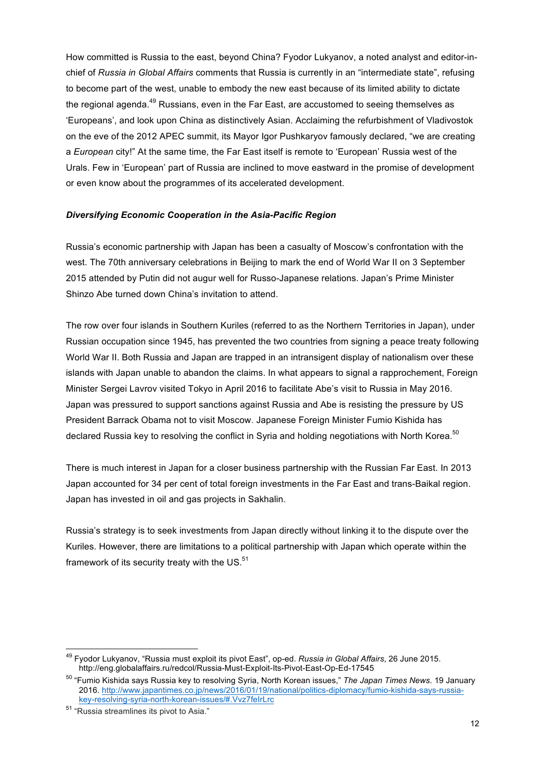How committed is Russia to the east, beyond China? Fyodor Lukyanov, a noted analyst and editor-in-chief of *Russia in Global Affairs* comments that Russia is currently in an "intermediate state", refusing to become part of the west, unable to embody the new east because of its limited ability to dictate the regional agenda.[49] Russians, even in the Far East, are accustomed to seeing themselves as 'Europeans', and look upon China as distinctively Asian. Acclaiming the refurbishment of Vladivostok on the eve of the 2012 APEC summit, its Mayor Igor Pushkaryov famously declared, "we are creating a *European* city!" At the same time, the Far East itself is remote to 'European' Russia west of the Urals. Few in 'European' part of Russia are inclined to move eastward in the promise of development or even know about the programmes of its accelerated development.

### *Diversifying Economic Cooperation in the Asia-Pacific Region*

Russia's economic partnership with Japan has been a casualty of Moscow's confrontation with the west. The 70th anniversary celebrations in Beijing to mark the end of World War II on 3 September 2015 attended by Putin did not augur well for Russo-Japanese relations. Japan's Prime Minister Shinzo Abe turned down China's invitation to attend.

The row over four islands in Southern Kuriles (referred to as the Northern Territories in Japan), under Russian occupation since 1945, has prevented the two countries from signing a peace treaty following World War II. Both Russia and Japan are trapped in an intransigent display of nationalism over these islands with Japan unable to abandon the claims. In what appears to signal a rapprochement, Foreign Minister Sergei Lavrov visited Tokyo in April 2016 to facilitate Abe's visit to Russia in May 2016. Japan was pressured to support sanctions against Russia and Abe is resisting the pressure by US President Barrack Obama not to visit Moscow. Japanese Foreign Minister Fumio Kishida has declared Russia key to resolving the conflict in Syria and holding negotiations with North Korea.[50]

There is much interest in Japan for a closer business partnership with the Russian Far East. In 2013 Japan accounted for 34 per cent of total foreign investments in the Far East and trans-Baikal region. Japan has invested in oil and gas projects in Sakhalin.

Russia's strategy is to seek investments from Japan directly without linking it to the dispute over the Kuriles. However, there are limitations to a political partnership with Japan which operate within the framework of its security treaty with the US.[51]

---

[49] Fyodor Lukyanov, "Russia must exploit its pivot East", op-ed. *Russia in Global Affairs*, 26 June 2015. http://eng.globalaffairs.ru/redcol/Russia-Must-Exploit-Its-Pivot-East-Op-Ed-17545

[50] "Fumio Kishida says Russia key to resolving Syria, North Korean issues," *The Japan Times News*. 19 January 2016. http://www.japantimes.co.jp/news/2016/01/19/national/politics-diplomacy/fumio-kishida-says-russia-key-resolving-syria-north-korean-issues/#.Vvz7felrLrc

[51] "Russia streamlines its pivot to Asia."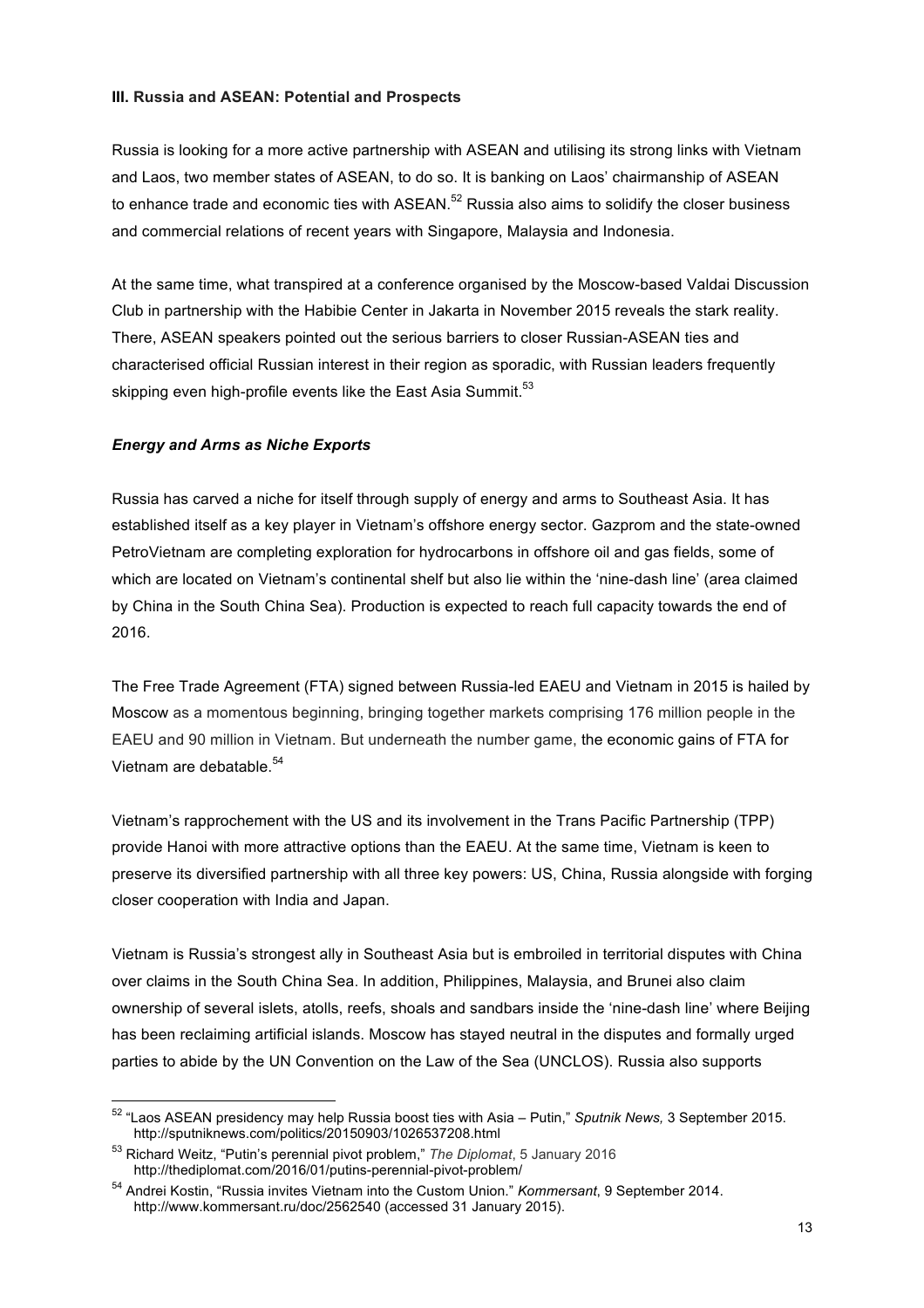### III. Russia and ASEAN: Potential and Prospects

Russia is looking for a more active partnership with ASEAN and utilising its strong links with Vietnam and Laos, two member states of ASEAN, to do so. It is banking on Laos' chairmanship of ASEAN to enhance trade and economic ties with ASEAN.[52] Russia also aims to solidify the closer business and commercial relations of recent years with Singapore, Malaysia and Indonesia.

At the same time, what transpired at a conference organised by the Moscow-based Valdai Discussion Club in partnership with the Habibie Center in Jakarta in November 2015 reveals the stark reality. There, ASEAN speakers pointed out the serious barriers to closer Russian-ASEAN ties and characterised official Russian interest in their region as sporadic, with Russian leaders frequently skipping even high-profile events like the East Asia Summit.[53]

#### *Energy and Arms as Niche Exports*

Russia has carved a niche for itself through supply of energy and arms to Southeast Asia. It has established itself as a key player in Vietnam's offshore energy sector. Gazprom and the state-owned PetroVietnam are completing exploration for hydrocarbons in offshore oil and gas fields, some of which are located on Vietnam's continental shelf but also lie within the 'nine-dash line' (area claimed by China in the South China Sea). Production is expected to reach full capacity towards the end of 2016.

The Free Trade Agreement (FTA) signed between Russia-led EAEU and Vietnam in 2015 is hailed by Moscow as a momentous beginning, bringing together markets comprising 176 million people in the EAEU and 90 million in Vietnam. But underneath the number game, the economic gains of FTA for Vietnam are debatable.[54]

Vietnam's rapprochement with the US and its involvement in the Trans Pacific Partnership (TPP) provide Hanoi with more attractive options than the EAEU. At the same time, Vietnam is keen to preserve its diversified partnership with all three key powers: US, China, Russia alongside with forging closer cooperation with India and Japan.

Vietnam is Russia's strongest ally in Southeast Asia but is embroiled in territorial disputes with China over claims in the South China Sea. In addition, Philippines, Malaysia, and Brunei also claim ownership of several islets, atolls, reefs, shoals and sandbars inside the 'nine-dash line' where Beijing has been reclaiming artificial islands. Moscow has stayed neutral in the disputes and formally urged parties to abide by the UN Convention on the Law of the Sea (UNCLOS). Russia also supports

---

[52] "Laos ASEAN presidency may help Russia boost ties with Asia – Putin," *Sputnik News,* 3 September 2015. http://sputniknews.com/politics/20150903/1026537208.html

[53] Richard Weitz, "Putin's perennial pivot problem," *The Diplomat*, 5 January 2016 http://thediplomat.com/2016/01/putins-perennial-pivot-problem/

[54] Andrei Kostin, "Russia invites Vietnam into the Custom Union." *Kommersant*, 9 September 2014. http://www.kommersant.ru/doc/2562540 (accessed 31 January 2015).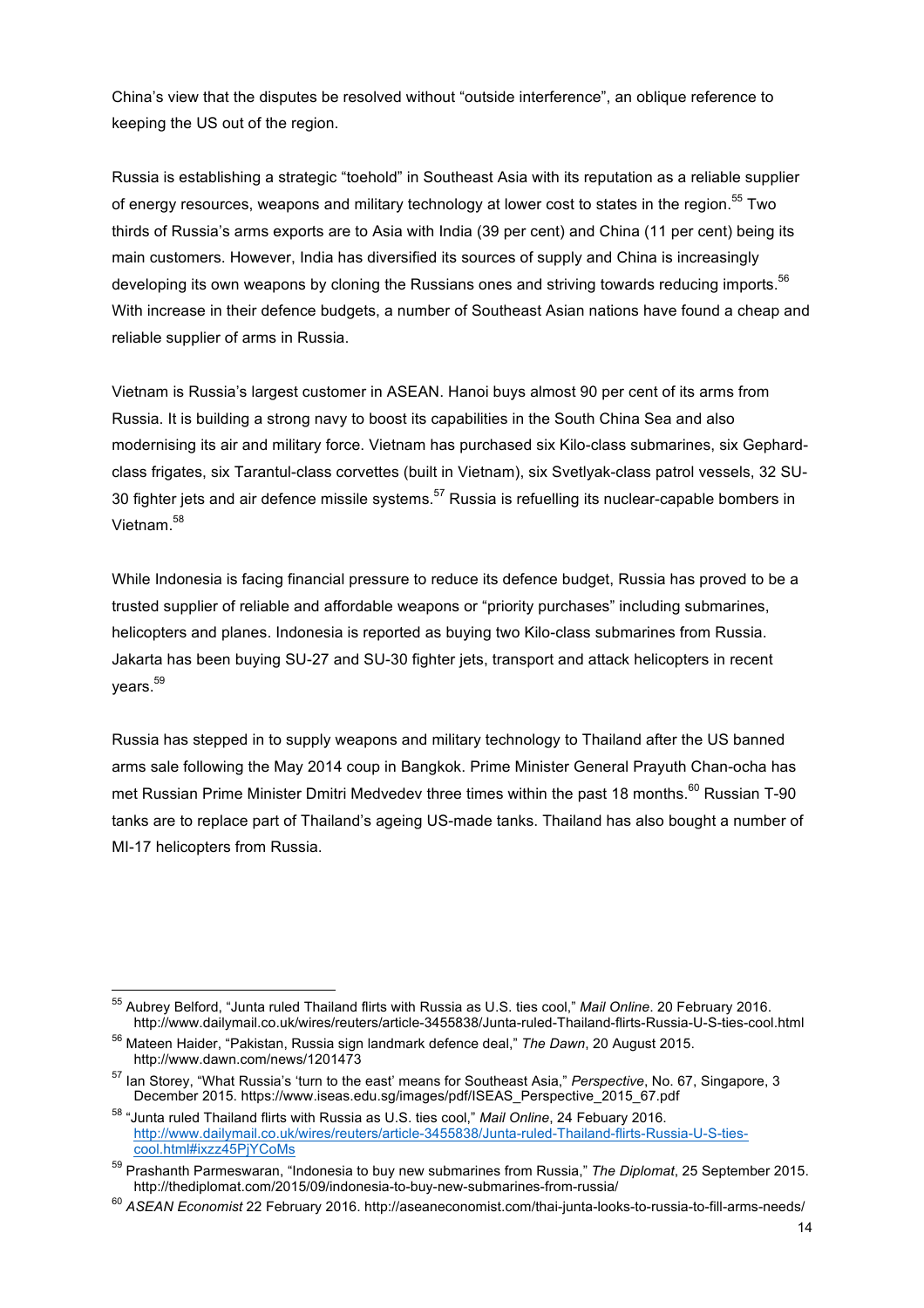China's view that the disputes be resolved without "outside interference", an oblique reference to keeping the US out of the region.

Russia is establishing a strategic "toehold" in Southeast Asia with its reputation as a reliable supplier of energy resources, weapons and military technology at lower cost to states in the region.[55] Two thirds of Russia's arms exports are to Asia with India (39 per cent) and China (11 per cent) being its main customers. However, India has diversified its sources of supply and China is increasingly developing its own weapons by cloning the Russians ones and striving towards reducing imports.[56] With increase in their defence budgets, a number of Southeast Asian nations have found a cheap and reliable supplier of arms in Russia.

Vietnam is Russia's largest customer in ASEAN. Hanoi buys almost 90 per cent of its arms from Russia. It is building a strong navy to boost its capabilities in the South China Sea and also modernising its air and military force. Vietnam has purchased six Kilo-class submarines, six Gephard-class frigates, six Tarantul-class corvettes (built in Vietnam), six Svetlyak-class patrol vessels, 32 SU-30 fighter jets and air defence missile systems.[57] Russia is refuelling its nuclear-capable bombers in Vietnam.[58]

While Indonesia is facing financial pressure to reduce its defence budget, Russia has proved to be a trusted supplier of reliable and affordable weapons or "priority purchases" including submarines, helicopters and planes. Indonesia is reported as buying two Kilo-class submarines from Russia. Jakarta has been buying SU-27 and SU-30 fighter jets, transport and attack helicopters in recent years.[59]

Russia has stepped in to supply weapons and military technology to Thailand after the US banned arms sale following the May 2014 coup in Bangkok. Prime Minister General Prayuth Chan-ocha has met Russian Prime Minister Dmitri Medvedev three times within the past 18 months.[60] Russian T-90 tanks are to replace part of Thailand's ageing US-made tanks. Thailand has also bought a number of MI-17 helicopters from Russia.

---

[55] Aubrey Belford, "Junta ruled Thailand flirts with Russia as U.S. ties cool," *Mail Online*. 20 February 2016. http://www.dailymail.co.uk/wires/reuters/article-3455838/Junta-ruled-Thailand-flirts-Russia-U-S-ties-cool.html

[56] Mateen Haider, "Pakistan, Russia sign landmark defence deal," *The Dawn*, 20 August 2015. http://www.dawn.com/news/1201473

[57] Ian Storey, "What Russia's 'turn to the east' means for Southeast Asia," *Perspective*, No. 67, Singapore, 3 December 2015. https://www.iseas.edu.sg/images/pdf/ISEAS_Perspective_2015_67.pdf

[58] "Junta ruled Thailand flirts with Russia as U.S. ties cool," *Mail Online*, 24 Febuary 2016. http://www.dailymail.co.uk/wires/reuters/article-3455838/Junta-ruled-Thailand-flirts-Russia-U-S-ties-cool.html#ixzz45PjYCoMs

[59] Prashanth Parmeswaran, "Indonesia to buy new submarines from Russia," *The Diplomat*, 25 September 2015. http://thediplomat.com/2015/09/indonesia-to-buy-new-submarines-from-russia/

[60] *ASEAN Economist* 22 February 2016. http://aseaneconomist.com/thai-junta-looks-to-russia-to-fill-arms-needs/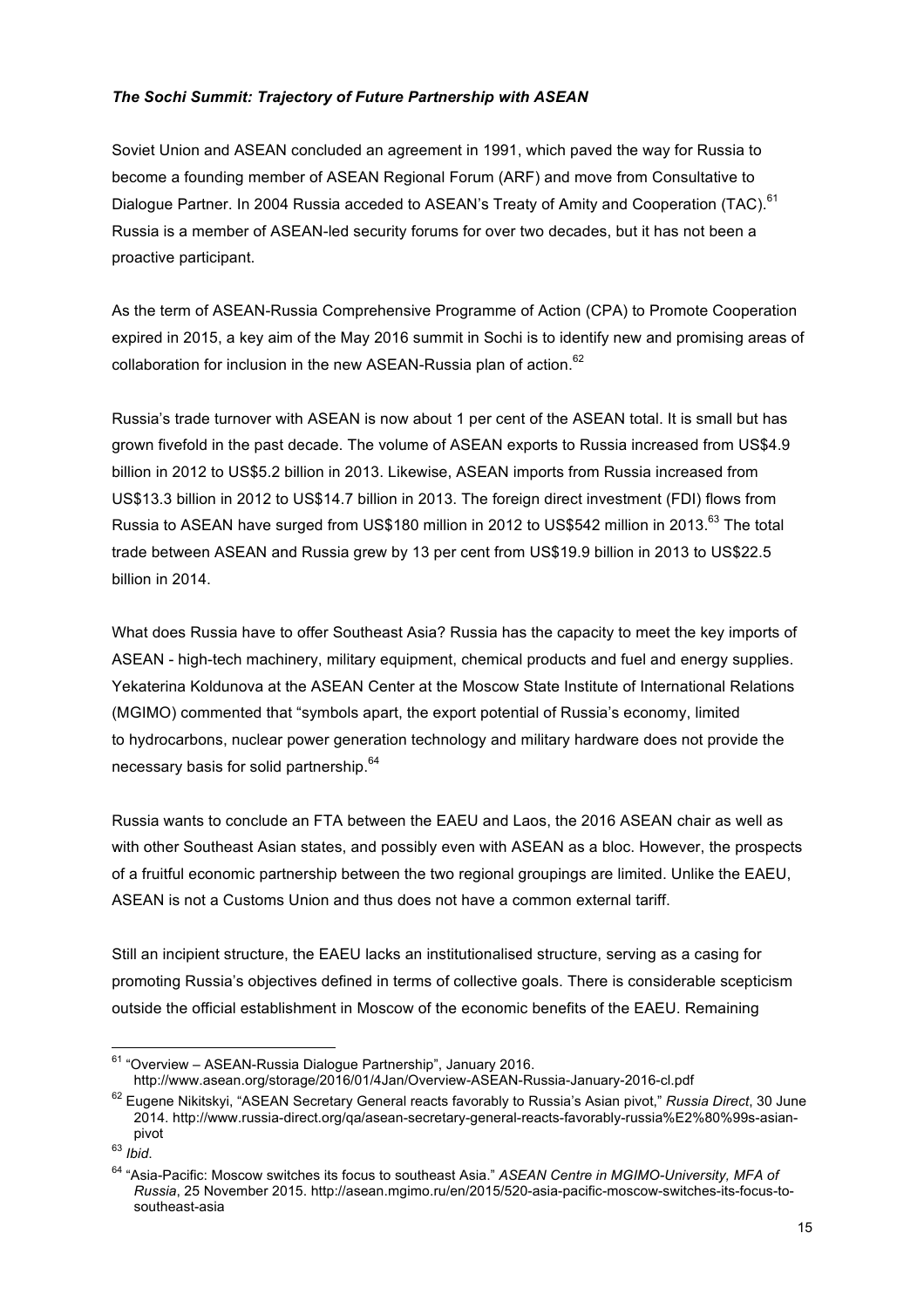***The Sochi Summit: Trajectory of Future Partnership with ASEAN***

Soviet Union and ASEAN concluded an agreement in 1991, which paved the way for Russia to become a founding member of ASEAN Regional Forum (ARF) and move from Consultative to Dialogue Partner. In 2004 Russia acceded to ASEAN's Treaty of Amity and Cooperation (TAC).[61] Russia is a member of ASEAN-led security forums for over two decades, but it has not been a proactive participant.

As the term of ASEAN-Russia Comprehensive Programme of Action (CPA) to Promote Cooperation expired in 2015, a key aim of the May 2016 summit in Sochi is to identify new and promising areas of collaboration for inclusion in the new ASEAN-Russia plan of action.[62]

Russia's trade turnover with ASEAN is now about 1 per cent of the ASEAN total. It is small but has grown fivefold in the past decade. The volume of ASEAN exports to Russia increased from US$4.9 billion in 2012 to US$5.2 billion in 2013. Likewise, ASEAN imports from Russia increased from US$13.3 billion in 2012 to US$14.7 billion in 2013. The foreign direct investment (FDI) flows from Russia to ASEAN have surged from US$180 million in 2012 to US$542 million in 2013.[63] The total trade between ASEAN and Russia grew by 13 per cent from US$19.9 billion in 2013 to US$22.5 billion in 2014.

What does Russia have to offer Southeast Asia? Russia has the capacity to meet the key imports of ASEAN - high-tech machinery, military equipment, chemical products and fuel and energy supplies. Yekaterina Koldunova at the ASEAN Center at the Moscow State Institute of International Relations (MGIMO) commented that "symbols apart, the export potential of Russia's economy, limited to hydrocarbons, nuclear power generation technology and military hardware does not provide the necessary basis for solid partnership.[64]

Russia wants to conclude an FTA between the EAEU and Laos, the 2016 ASEAN chair as well as with other Southeast Asian states, and possibly even with ASEAN as a bloc. However, the prospects of a fruitful economic partnership between the two regional groupings are limited. Unlike the EAEU, ASEAN is not a Customs Union and thus does not have a common external tariff.

Still an incipient structure, the EAEU lacks an institutionalised structure, serving as a casing for promoting Russia's objectives defined in terms of collective goals. There is considerable scepticism outside the official establishment in Moscow of the economic benefits of the EAEU. Remaining

---

[61] "Overview – ASEAN-Russia Dialogue Partnership", January 2016. http://www.asean.org/storage/2016/01/4Jan/Overview-ASEAN-Russia-January-2016-cl.pdf

[62] Eugene Nikitskyi, "ASEAN Secretary General reacts favorably to Russia's Asian pivot," *Russia Direct*, 30 June 2014. http://www.russia-direct.org/qa/asean-secretary-general-reacts-favorably-russia%E2%80%99s-asian-pivot

[63] *Ibid*.

[64] "Asia-Pacific: Moscow switches its focus to southeast Asia." *ASEAN Centre in MGIMO-University, MFA of Russia*, 25 November 2015. http://asean.mgimo.ru/en/2015/520-asia-pacific-moscow-switches-its-focus-to-southeast-asia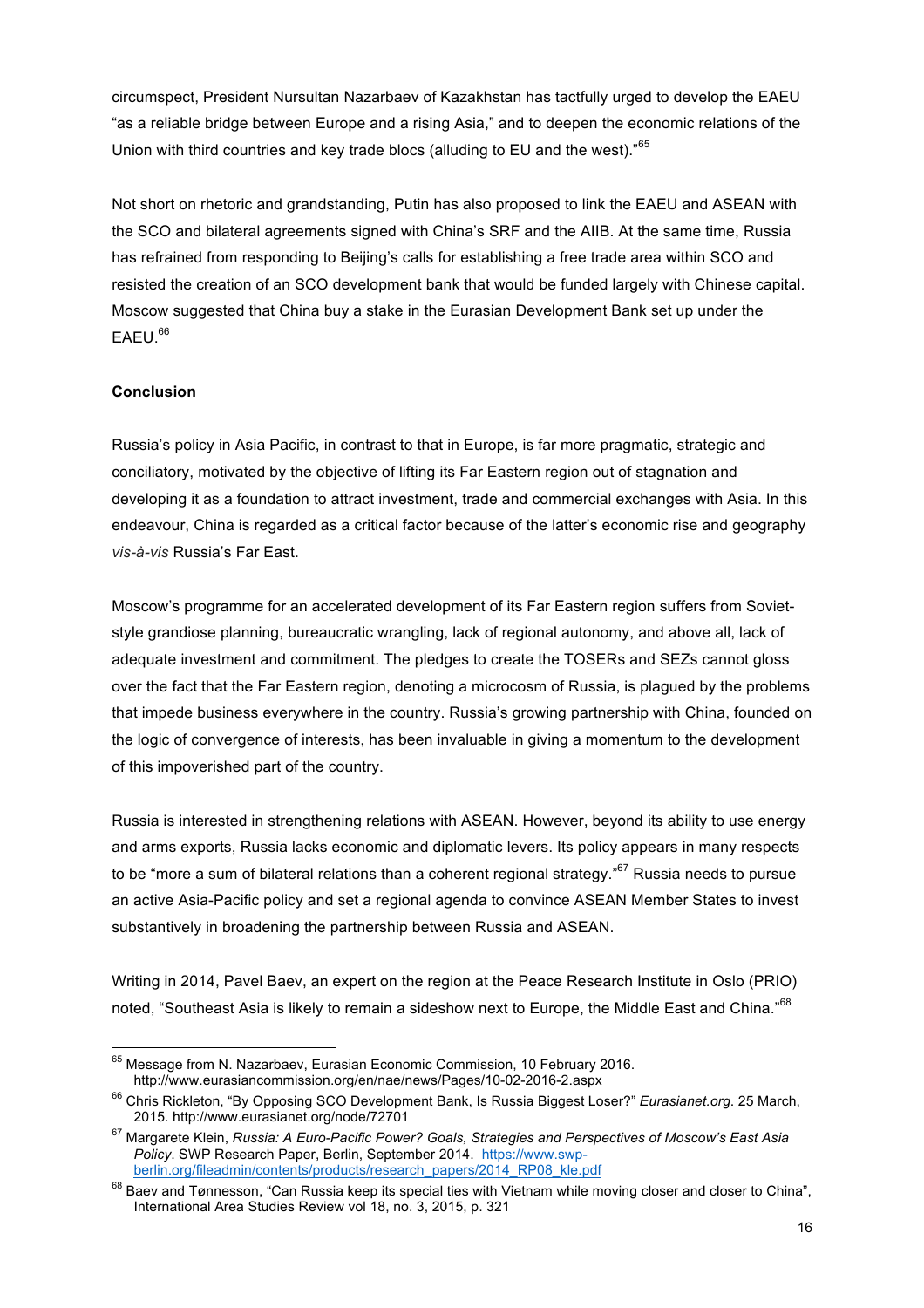circumspect, President Nursultan Nazarbaev of Kazakhstan has tactfully urged to develop the EAEU "as a reliable bridge between Europe and a rising Asia," and to deepen the economic relations of the Union with third countries and key trade blocs (alluding to EU and the west)."[65]

Not short on rhetoric and grandstanding, Putin has also proposed to link the EAEU and ASEAN with the SCO and bilateral agreements signed with China's SRF and the AIIB. At the same time, Russia has refrained from responding to Beijing's calls for establishing a free trade area within SCO and resisted the creation of an SCO development bank that would be funded largely with Chinese capital. Moscow suggested that China buy a stake in the Eurasian Development Bank set up under the EAEU.[66]

**Conclusion**

Russia's policy in Asia Pacific, in contrast to that in Europe, is far more pragmatic, strategic and conciliatory, motivated by the objective of lifting its Far Eastern region out of stagnation and developing it as a foundation to attract investment, trade and commercial exchanges with Asia. In this endeavour, China is regarded as a critical factor because of the latter's economic rise and geography *vis-à-vis* Russia's Far East.

Moscow's programme for an accelerated development of its Far Eastern region suffers from Soviet-style grandiose planning, bureaucratic wrangling, lack of regional autonomy, and above all, lack of adequate investment and commitment. The pledges to create the TOSERs and SEZs cannot gloss over the fact that the Far Eastern region, denoting a microcosm of Russia, is plagued by the problems that impede business everywhere in the country. Russia's growing partnership with China, founded on the logic of convergence of interests, has been invaluable in giving a momentum to the development of this impoverished part of the country.

Russia is interested in strengthening relations with ASEAN. However, beyond its ability to use energy and arms exports, Russia lacks economic and diplomatic levers. Its policy appears in many respects to be "more a sum of bilateral relations than a coherent regional strategy."[67] Russia needs to pursue an active Asia-Pacific policy and set a regional agenda to convince ASEAN Member States to invest substantively in broadening the partnership between Russia and ASEAN.

Writing in 2014, Pavel Baev, an expert on the region at the Peace Research Institute in Oslo (PRIO) noted, "Southeast Asia is likely to remain a sideshow next to Europe, the Middle East and China."[68]

---

[65] Message from N. Nazarbaev, Eurasian Economic Commission, 10 February 2016. http://www.eurasiancommission.org/en/nae/news/Pages/10-02-2016-2.aspx

[66] Chris Rickleton, "By Opposing SCO Development Bank, Is Russia Biggest Loser?" *Eurasianet.org*. 25 March, 2015. http://www.eurasianet.org/node/72701

[67] Margarete Klein, *Russia: A Euro-Pacific Power? Goals, Strategies and Perspectives of Moscow's East Asia Policy*. SWP Research Paper, Berlin, September 2014. https://www.swp-berlin.org/fileadmin/contents/products/research_papers/2014_RP08_kle.pdf

[68] Baev and Tønnesson, "Can Russia keep its special ties with Vietnam while moving closer and closer to China", International Area Studies Review vol 18, no. 3, 2015, p. 321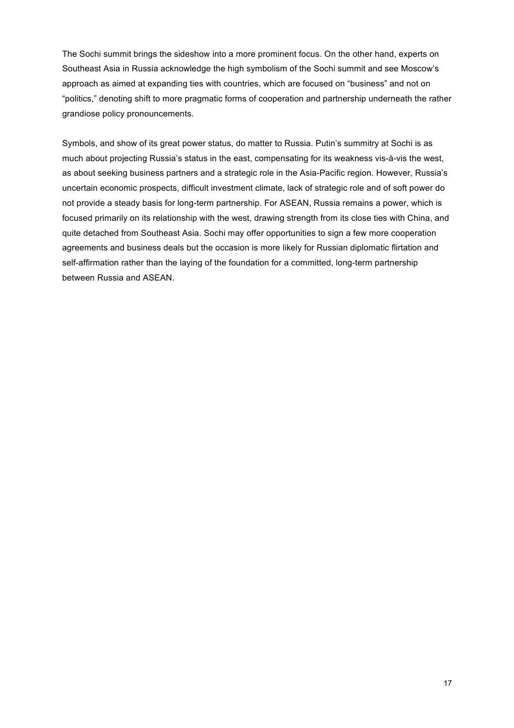The Sochi summit brings the sideshow into a more prominent focus. On the other hand, experts on Southeast Asia in Russia acknowledge the high symbolism of the Sochi summit and see Moscow's approach as aimed at expanding ties with countries, which are focused on "business" and not on "politics," denoting shift to more pragmatic forms of cooperation and partnership underneath the rather grandiose policy pronouncements.

Symbols, and show of its great power status, do matter to Russia. Putin's summitry at Sochi is as much about projecting Russia's status in the east, compensating for its weakness vis-à-vis the west, as about seeking business partners and a strategic role in the Asia-Pacific region. However, Russia's uncertain economic prospects, difficult investment climate, lack of strategic role and of soft power do not provide a steady basis for long-term partnership. For ASEAN, Russia remains a power, which is focused primarily on its relationship with the west, drawing strength from its close ties with China, and quite detached from Southeast Asia. Sochi may offer opportunities to sign a few more cooperation agreements and business deals but the occasion is more likely for Russian diplomatic flirtation and self-affirmation rather than the laying of the foundation for a committed, long-term partnership between Russia and ASEAN.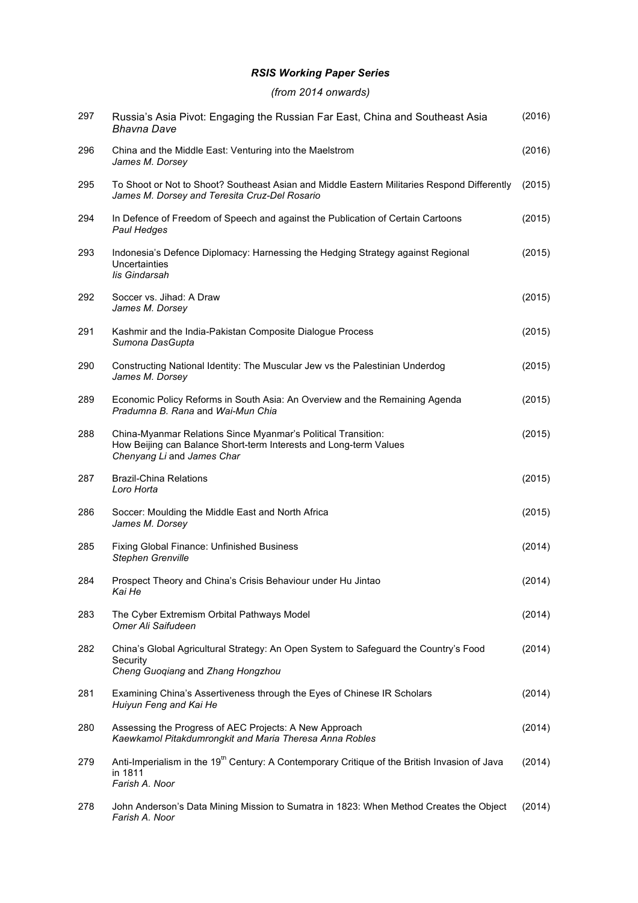### *RSIS Working Paper Series*

*(from 2014 onwards)*

| | | |
|---|---|---|
| 297 | Russia's Asia Pivot: Engaging the Russian Far East, China and Southeast Asia<br>*Bhavna Dave* | (2016) |
| 296 | China and the Middle East: Venturing into the Maelstrom<br>*James M. Dorsey* | (2016) |
| 295 | To Shoot or Not to Shoot? Southeast Asian and Middle Eastern Militaries Respond Differently<br>*James M. Dorsey and Teresita Cruz-Del Rosario* | (2015) |
| 294 | In Defence of Freedom of Speech and against the Publication of Certain Cartoons<br>*Paul Hedges* | (2015) |
| 293 | Indonesia's Defence Diplomacy: Harnessing the Hedging Strategy against Regional Uncertainties<br>*Iis Gindarsah* | (2015) |
| 292 | Soccer vs. Jihad: A Draw<br>*James M. Dorsey* | (2015) |
| 291 | Kashmir and the India-Pakistan Composite Dialogue Process<br>*Sumona DasGupta* | (2015) |
| 290 | Constructing National Identity: The Muscular Jew vs the Palestinian Underdog<br>*James M. Dorsey* | (2015) |
| 289 | Economic Policy Reforms in South Asia: An Overview and the Remaining Agenda<br>*Pradumna B. Rana* and *Wai-Mun Chia* | (2015) |
| 288 | China-Myanmar Relations Since Myanmar's Political Transition: How Beijing can Balance Short-term Interests and Long-term Values<br>*Chenyang Li* and *James Char* | (2015) |
| 287 | Brazil-China Relations<br>*Loro Horta* | (2015) |
| 286 | Soccer: Moulding the Middle East and North Africa<br>*James M. Dorsey* | (2015) |
| 285 | Fixing Global Finance: Unfinished Business<br>*Stephen Grenville* | (2014) |
| 284 | Prospect Theory and China's Crisis Behaviour under Hu Jintao<br>*Kai He* | (2014) |
| 283 | The Cyber Extremism Orbital Pathways Model<br>*Omer Ali Saifudeen* | (2014) |
| 282 | China's Global Agricultural Strategy: An Open System to Safeguard the Country's Food Security<br>*Cheng Guoqiang* and *Zhang Hongzhou* | (2014) |
| 281 | Examining China's Assertiveness through the Eyes of Chinese IR Scholars<br>*Huiyun Feng and Kai He* | (2014) |
| 280 | Assessing the Progress of AEC Projects: A New Approach<br>*Kaewkamol Pitakdumrongkit and Maria Theresa Anna Robles* | (2014) |
| 279 | Anti-Imperialism in the 19th Century: A Contemporary Critique of the British Invasion of Java in 1811<br>*Farish A. Noor* | (2014) |
| 278 | John Anderson's Data Mining Mission to Sumatra in 1823: When Method Creates the Object<br>*Farish A. Noor* | (2014) |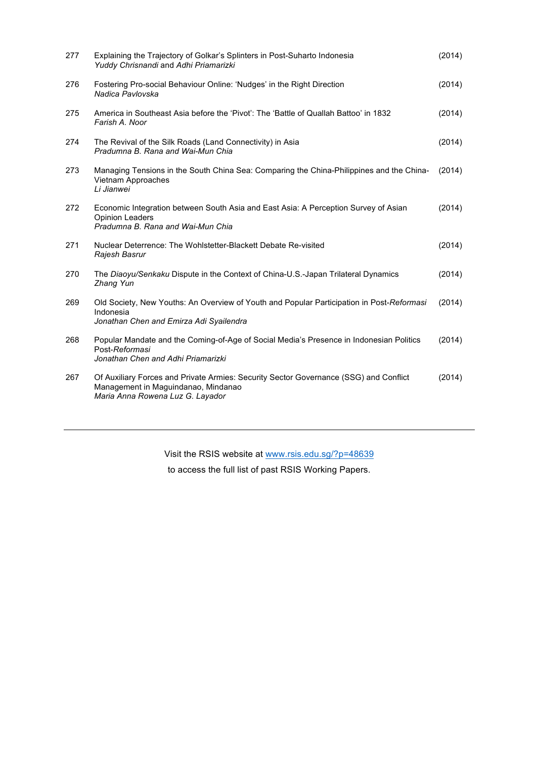| | | |
|---|---|---|
| 277 | Explaining the Trajectory of Golkar's Splinters in Post-Suharto Indonesia<br>*Yuddy Chrisnandi* and *Adhi Priamarizki* | (2014) |
| 276 | Fostering Pro-social Behaviour Online: 'Nudges' in the Right Direction<br>*Nadica Pavlovska* | (2014) |
| 275 | America in Southeast Asia before the 'Pivot': The 'Battle of Quallah Battoo' in 1832<br>*Farish A. Noor* | (2014) |
| 274 | The Revival of the Silk Roads (Land Connectivity) in Asia<br>*Pradumna B. Rana and Wai-Mun Chia* | (2014) |
| 273 | Managing Tensions in the South China Sea: Comparing the China-Philippines and the China-Vietnam Approaches<br>*Li Jianwei* | (2014) |
| 272 | Economic Integration between South Asia and East Asia: A Perception Survey of Asian Opinion Leaders<br>*Pradumna B. Rana and Wai-Mun Chia* | (2014) |
| 271 | Nuclear Deterrence: The Wohlstetter-Blackett Debate Re-visited<br>*Rajesh Basrur* | (2014) |
| 270 | The *Diaoyu/Senkaku* Dispute in the Context of China-U.S.-Japan Trilateral Dynamics<br>*Zhang Yun* | (2014) |
| 269 | Old Society, New Youths: An Overview of Youth and Popular Participation in Post-*Reformasi* Indonesia<br>*Jonathan Chen and Emirza Adi Syailendra* | (2014) |
| 268 | Popular Mandate and the Coming-of-Age of Social Media's Presence in Indonesian Politics Post-*Reformasi*<br>*Jonathan Chen and Adhi Priamarizki* | (2014) |
| 267 | Of Auxiliary Forces and Private Armies: Security Sector Governance (SSG) and Conflict Management in Maguindanao, Mindanao<br>*Maria Anna Rowena Luz G. Layador* | (2014) |

---

Visit the RSIS website at [www.rsis.edu.sg/?p=48639](www.rsis.edu.sg/?p=48639)
to access the full list of past RSIS Working Papers.